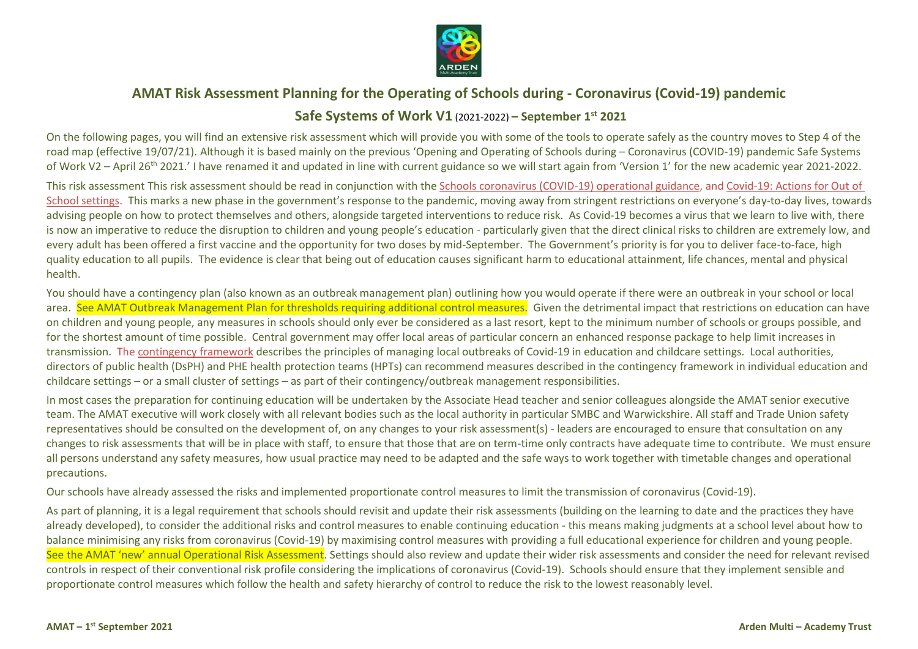# AMAT Risk Assessment Planning for the Operating of Schools during - Coronavirus (Covid-19) pandemic

## Safe Systems of Work V1 (2021-2022) – September 1st 2021

On the following pages, you will find an extensive risk assessment which will provide you with some of the tools to operate safely as the country moves to Step 4 of the road map (effective 19/07/21). Although it is based mainly on the previous 'Opening and Operating of Schools during – Coronavirus (COVID-19) pandemic Safe Systems of Work V2 – April 26th 2021.' I have renamed it and updated in line with current guidance so we will start again from 'Version 1' for the new academic year 2021-2022.

This risk assessment This risk assessment should be read in conjunction with the Schools coronavirus (COVID-19) operational guidance, and Covid-19: Actions for Out of School settings. This marks a new phase in the government's response to the pandemic, moving away from stringent restrictions on everyone's day-to-day lives, towards advising people on how to protect themselves and others, alongside targeted interventions to reduce risk. As Covid-19 becomes a virus that we learn to live with, there is now an imperative to reduce the disruption to children and young people's education - particularly given that the direct clinical risks to children are extremely low, and every adult has been offered a first vaccine and the opportunity for two doses by mid-September. The Government's priority is for you to deliver face-to-face, high quality education to all pupils. The evidence is clear that being out of education causes significant harm to educational attainment, life chances, mental and physical health.

You should have a contingency plan (also known as an outbreak management plan) outlining how you would operate if there were an outbreak in your school or local area. See AMAT Outbreak Management Plan for thresholds requiring additional control measures. Given the detrimental impact that restrictions on education can have on children and young people, any measures in schools should only ever be considered as a last resort, kept to the minimum number of schools or groups possible, and for the shortest amount of time possible. Central government may offer local areas of particular concern an enhanced response package to help limit increases in transmission. The contingency framework describes the principles of managing local outbreaks of Covid-19 in education and childcare settings. Local authorities, directors of public health (DsPH) and PHE health protection teams (HPTs) can recommend measures described in the contingency framework in individual education and childcare settings – or a small cluster of settings – as part of their contingency/outbreak management responsibilities.

In most cases the preparation for continuing education will be undertaken by the Associate Head teacher and senior colleagues alongside the AMAT senior executive team. The AMAT executive will work closely with all relevant bodies such as the local authority in particular SMBC and Warwickshire. All staff and Trade Union safety representatives should be consulted on the development of, on any changes to your risk assessment(s) - leaders are encouraged to ensure that consultation on any changes to risk assessments that will be in place with staff, to ensure that those that are on term-time only contracts have adequate time to contribute. We must ensure all persons understand any safety measures, how usual practice may need to be adapted and the safe ways to work together with timetable changes and operational precautions.

Our schools have already assessed the risks and implemented proportionate control measures to limit the transmission of coronavirus (Covid-19).

As part of planning, it is a legal requirement that schools should revisit and update their risk assessments (building on the learning to date and the practices they have already developed), to consider the additional risks and control measures to enable continuing education - this means making judgments at a school level about how to balance minimising any risks from coronavirus (Covid-19) by maximising control measures with providing a full educational experience for children and young people. See the AMAT 'new' annual Operational Risk Assessment. Settings should also review and update their wider risk assessments and consider the need for relevant revised controls in respect of their conventional risk profile considering the implications of coronavirus (Covid-19). Schools should ensure that they implement sensible and proportionate control measures which follow the health and safety hierarchy of control to reduce the risk to the lowest reasonably level.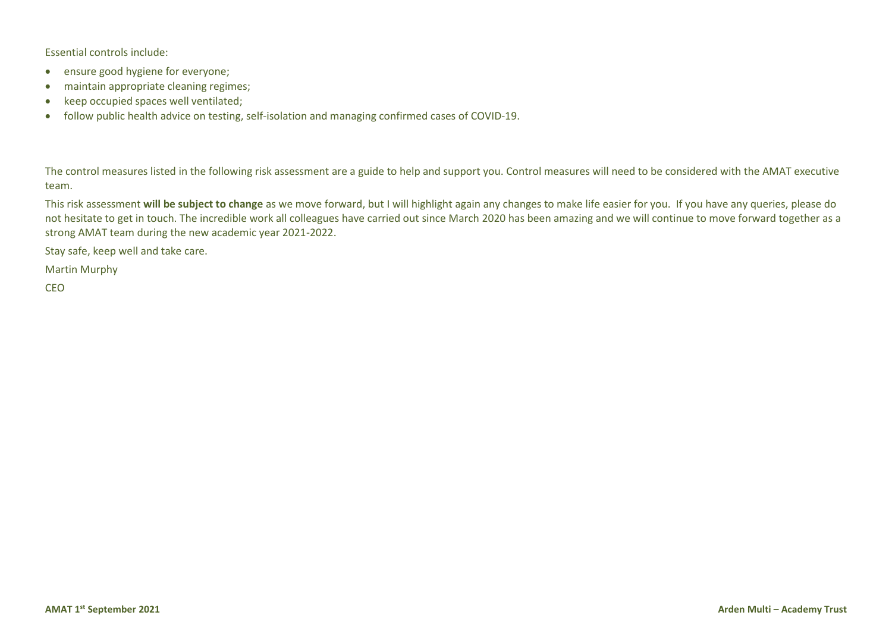Essential controls include:

- ensure good hygiene for everyone;
- maintain appropriate cleaning regimes;
- keep occupied spaces well ventilated;
- follow public health advice on testing, self-isolation and managing confirmed cases of COVID-19.

The control measures listed in the following risk assessment are a guide to help and support you. Control measures will need to be considered with the AMAT executive team.

This risk assessment **will be subject to change** as we move forward, but I will highlight again any changes to make life easier for you. If you have any queries, please do not hesitate to get in touch. The incredible work all colleagues have carried out since March 2020 has been amazing and we will continue to move forward together as a strong AMAT team during the new academic year 2021-2022.

Stay safe, keep well and take care.

Martin Murphy

CEO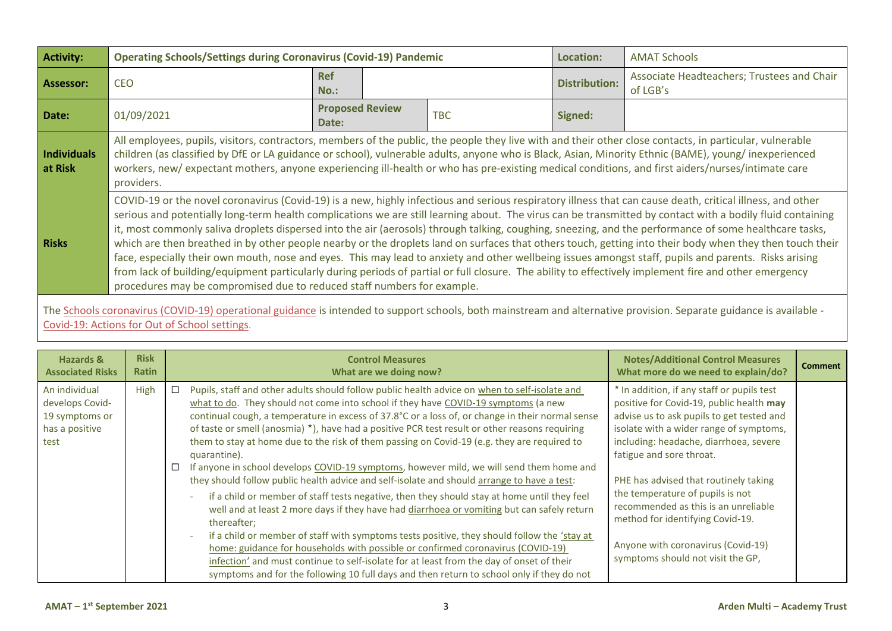| Activity: | Operating Schools/Settings during Coronavirus (Covid-19) Pandemic | | | Location: | AMAT Schools |
|---|---|---|---|---|---|
| Assessor: | CEO | Ref No.: | | Distribution: | Associate Headteachers; Trustees and Chair of LGB's |
| Date: | 01/09/2021 | Proposed Review Date: | TBC | Signed: | |
| Individuals at Risk | All employees, pupils, visitors, contractors, members of the public, the people they live with and their other close contacts, in particular, vulnerable children (as classified by DfE or LA guidance or school), vulnerable adults, anyone who is Black, Asian, Minority Ethnic (BAME), young/ inexperienced workers, new/ expectant mothers, anyone experiencing ill-health or who has pre-existing medical conditions, and first aiders/nurses/intimate care providers. | | | | |
| Risks | COVID-19 or the novel coronavirus (Covid-19) is a new, highly infectious and serious respiratory illness that can cause death, critical illness, and other serious and potentially long-term health complications we are still learning about. The virus can be transmitted by contact with a bodily fluid containing it, most commonly saliva droplets dispersed into the air (aerosols) through talking, coughing, sneezing, and the performance of some healthcare tasks, which are then breathed in by other people nearby or the droplets land on surfaces that others touch, getting into their body when they then touch their face, especially their own mouth, nose and eyes. This may lead to anxiety and other wellbeing issues amongst staff, pupils and parents. Risks arising from lack of building/equipment particularly during periods of partial or full closure. The ability to effectively implement fire and other emergency procedures may be compromised due to reduced staff numbers for example. | | | | |

The Schools coronavirus (COVID-19) operational guidance is intended to support schools, both mainstream and alternative provision. Separate guidance is available - Covid-19: Actions for Out of School settings.

| Hazards & Associated Risks | Risk Ratin | Control Measures<br>What are we doing now? | Notes/Additional Control Measures<br>What more do we need to explain/do? | Comment |
|---|---|---|---|---|
| An individual develops Covid-19 symptoms or has a positive test | High | ☐ Pupils, staff and other adults should follow public health advice on when to self-isolate and what to do. They should not come into school if they have COVID-19 symptoms (a new continual cough, a temperature in excess of 37.8°C or a loss of, or change in their normal sense of taste or smell (anosmia) *), have had a positive PCR test result or other reasons requiring them to stay at home due to the risk of them passing on Covid-19 (e.g. they are required to quarantine).<br>☐ If anyone in school develops COVID-19 symptoms, however mild, we will send them home and they should follow public health advice and self-isolate and should arrange to have a test:<br>- if a child or member of staff tests negative, then they should stay at home until they feel well and at least 2 more days if they had diarrhoea or vomiting but can safely return thereafter;<br>- if a child or member of staff with symptoms tests positive, they should follow the 'stay at home: guidance for households with possible or confirmed coronavirus (COVID-19) infection' and must continue to self-isolate for at least from the day of onset of their symptoms and for the following 10 full days and then return to school only if they do not | * In addition, if any staff or pupils test positive for Covid-19, public health **may** advise us to ask pupils to get tested and isolate with a wider range of symptoms, including: headache, diarrhoea, severe fatigue and sore throat.<br><br>PHE has advised that routinely taking the temperature of pupils is not recommended as this is an unreliable method for identifying Covid-19.<br><br>Anyone with coronavirus (Covid-19) symptoms should not visit the GP, | |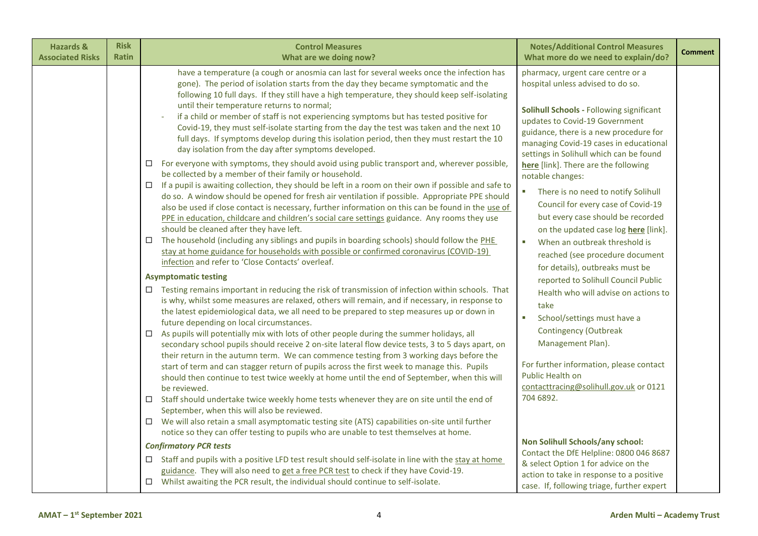| Hazards & Associated Risks | Risk Ratin | Control Measures<br>What are we doing now? | Notes/Additional Control Measures<br>What more do we need to explain/do? | Comment |
|---|---|---|---|---|
| | | have a temperature (a cough or anosmia can last for several weeks once the infection has gone). The period of isolation starts from the day they became symptomatic and the following 10 full days. If they still have a high temperature, they should keep self-isolating until their temperature returns to normal;<br>- if a child or member of staff is not experiencing symptoms but has tested positive for Covid-19, they must self-isolate starting from the day the test was taken and the next 10 full days. If symptoms develop during this isolation period, then they must restart the 10 day isolation from the day after symptoms developed.<br>☐ For everyone with symptoms, they should avoid using public transport and, wherever possible, be collected by a member of their family or household.<br>☐ If a pupil is awaiting collection, they should be left in a room on their own if possible and safe to do so. A window should be opened for fresh air ventilation if possible. Appropriate PPE should also be used if close contact is necessary, further information on this can be found in the use of PPE in education, childcare and children's social care settings guidance. Any rooms they use should be cleaned after they have left.<br>☐ The household (including any siblings and pupils in boarding schools) should follow the PHE stay at home guidance for households with possible or confirmed coronavirus (COVID-19) infection and refer to 'Close Contacts' overleaf.<br>**Asymptomatic testing**<br>☐ Testing remains important in reducing the risk of transmission of infection within schools. That is why, whilst some measures are relaxed, others will remain, and if necessary, in response to the latest epidemiological data, we all need to be prepared to step measures up or down in future depending on local circumstances.<br>☐ As pupils will potentially mix with lots of other people during the summer holidays, all secondary school pupils should receive 2 on-site lateral flow device tests, 3 to 5 days apart, on their return in the autumn term. We can commence testing from 3 working days before the start of term and can stagger return of pupils across the first week to manage this. Pupils should then continue to test twice weekly at home until the end of September, when this will be reviewed.<br>☐ Staff should undertake twice weekly home tests whenever they are on site until the end of September, when this will also be reviewed.<br>☐ We will also retain a small asymptomatic testing site (ATS) capabilities on-site until further notice so they can offer testing to pupils who are unable to test themselves at home.<br>***Confirmatory PCR tests***<br>☐ Staff and pupils with a positive LFD test result should self-isolate in line with the stay at home guidance. They will also need to get a free PCR test to check if they have Covid-19.<br>☐ Whilst awaiting the PCR result, the individual should continue to self-isolate. | pharmacy, urgent care centre or a hospital unless advised to do so.<br><br>**Solihull Schools -** Following significant updates to Covid-19 Government guidance, there is a new procedure for managing Covid-19 cases in educational settings in Solihull which can be found **here** [link]. There are the following notable changes:<br>▪ There is no need to notify Solihull Council for every case of Covid-19 but every case should be recorded on the updated case log **here** [link].<br>▪ When an outbreak threshold is reached (see procedure document for details), outbreaks must be reported to Solihull Council Public Health who will advise on actions to take<br>▪ School/settings must have a Contingency (Outbreak Management Plan).<br><br>For further information, please contact Public Health on contacttracing@solihull.gov.uk or 0121 704 6892.<br><br>**Non Solihull Schools/any school:**<br>Contact the DfE Helpline: 0800 046 8687 & select Option 1 for advice on the action to take in response to a positive case. If, following triage, further expert | |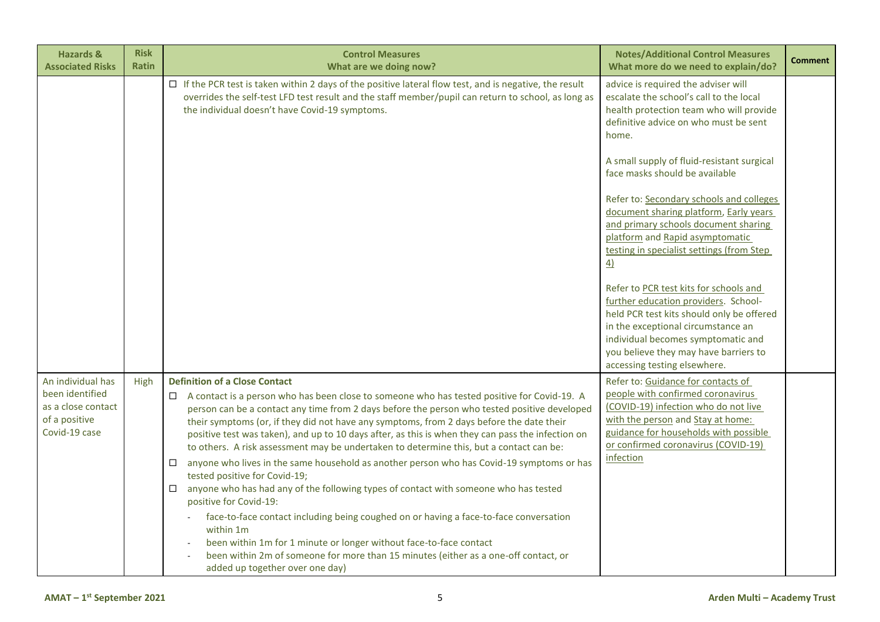| Hazards & Associated Risks | Risk Ratin | Control Measures<br>What are we doing now? | Notes/Additional Control Measures<br>What more do we need to explain/do? | Comment |
|---|---|---|---|---|
| | | ☐ If the PCR test is taken within 2 days of the positive lateral flow test, and is negative, the result overrides the self-test LFD test result and the staff member/pupil can return to school, as long as the individual doesn't have Covid-19 symptoms. | advice is required the adviser will escalate the school's call to the local health protection team who will provide definitive advice on who must be sent home.<br><br>A small supply of fluid-resistant surgical face masks should be available<br><br>Refer to: Secondary schools and colleges document sharing platform, Early years and primary schools document sharing platform and Rapid asymptomatic testing in specialist settings (from Step 4)<br><br>Refer to PCR test kits for schools and further education providers. School-held PCR test kits should only be offered in the exceptional circumstance an individual becomes symptomatic and you believe they may have barriers to accessing testing elsewhere. | |
| An individual has been identified as a close contact of a positive Covid-19 case | High | **Definition of a Close Contact**<br>☐ A contact is a person who has been close to someone who has tested positive for Covid-19. A person can be a contact any time from 2 days before the person who tested positive developed their symptoms (or, if they did not have any symptoms, from 2 days before the date their positive test was taken), and up to 10 days after, as this is when they can pass the infection on to others. A risk assessment may be undertaken to determine this, but a contact can be:<br>☐ anyone who lives in the same household as another person who has Covid-19 symptoms or has tested positive for Covid-19;<br>☐ anyone who has had any of the following types of contact with someone who has tested positive for Covid-19:<br>- face-to-face contact including being coughed on or having a face-to-face conversation within 1m<br>- been within 1m for 1 minute or longer without face-to-face contact<br>- been within 2m of someone for more than 15 minutes (either as a one-off contact, or added up together over one day) | Refer to: Guidance for contacts of people with confirmed coronavirus (COVID-19) infection who do not live with the person and Stay at home: guidance for households with possible or confirmed coronavirus (COVID-19) infection | |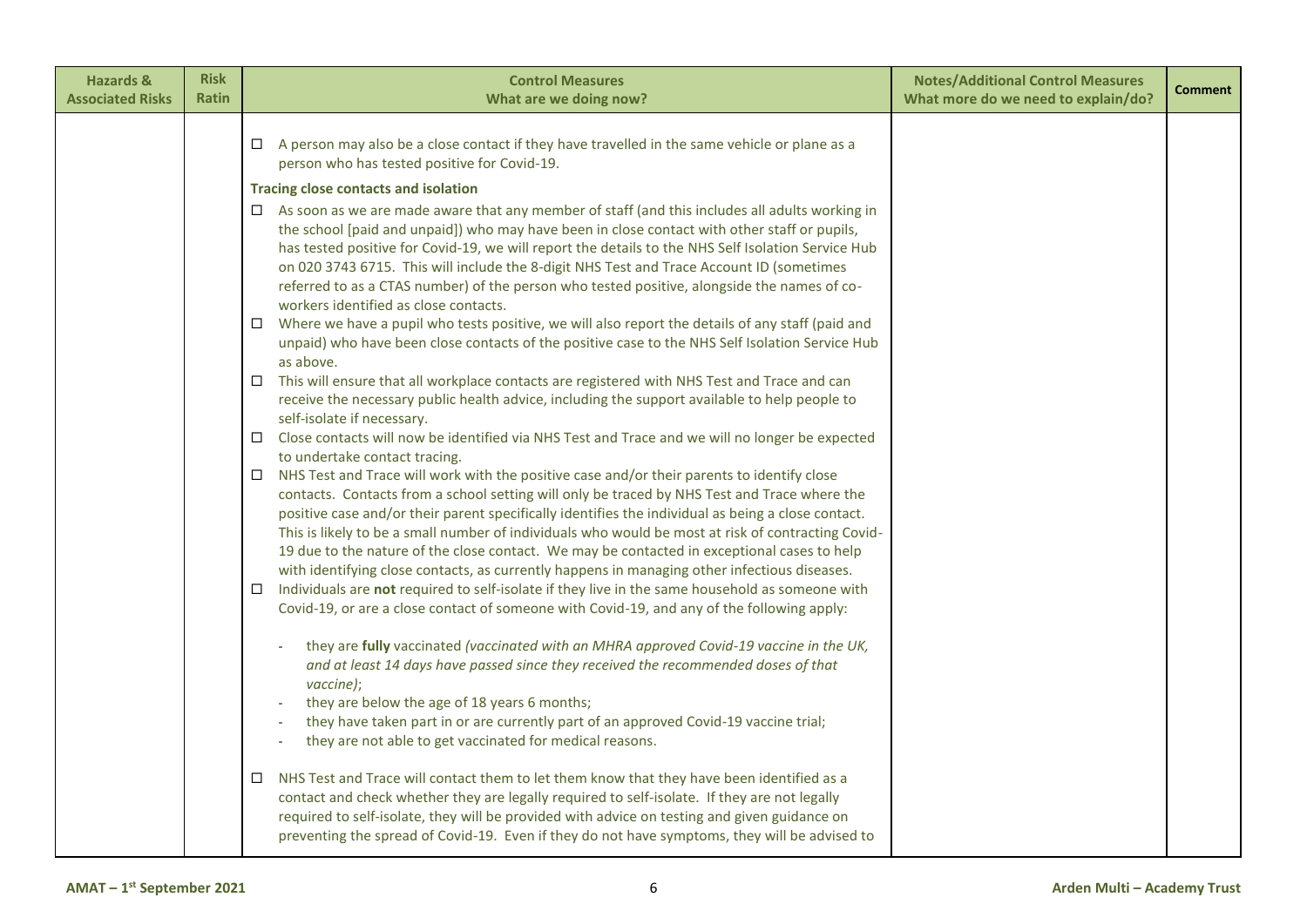| Hazards & Associated Risks | Risk Ratin | Control Measures<br>What are we doing now? | Notes/Additional Control Measures<br>What more do we need to explain/do? | Comment |
|---|---|---|---|---|
| | | ☐ A person may also be a close contact if they have travelled in the same vehicle or plane as a person who has tested positive for Covid-19.<br><br>**Tracing close contacts and isolation**<br><br>☐ As soon as we are made aware that any member of staff (and this includes all adults working in the school [paid and unpaid]) who may have been in close contact with other staff or pupils, has tested positive for Covid-19, we will report the details to the NHS Self Isolation Service Hub on 020 3743 6715. This will include the 8-digit NHS Test and Trace Account ID (sometimes referred to as a CTAS number) of the person who tested positive, alongside the names of co-workers identified as close contacts.<br>☐ Where we have a pupil who tests positive, we will also report the details of any staff (paid and unpaid) who have been close contacts of the positive case to the NHS Self Isolation Service Hub as above.<br>☐ This will ensure that all workplace contacts are registered with NHS Test and Trace and can receive the necessary public health advice, including the support available to help people to self-isolate if necessary.<br>☐ Close contacts will now be identified via NHS Test and Trace and we will no longer be expected to undertake contact tracing.<br>☐ NHS Test and Trace will work with the positive case and/or their parents to identify close contacts. Contacts from a school setting will only be traced by NHS Test and Trace where the positive case and/or their parent specifically identifies the individual as being a close contact. This is likely to be a small number of individuals who would be most at risk of contracting Covid-19 due to the nature of the close contact. We may be contacted in exceptional cases to help with identifying close contacts, as currently happens in managing other infectious diseases.<br>☐ Individuals are **not** required to self-isolate if they live in the same household as someone with Covid-19, or are a close contact of someone with Covid-19, and any of the following apply:<br><br>- they are **fully** vaccinated *(vaccinated with an MHRA approved Covid-19 vaccine in the UK, and at least 14 days have passed since they received the recommended doses of that vaccine)*;<br>- they are below the age of 18 years 6 months;<br>- they have taken part in or are currently part of an approved Covid-19 vaccine trial;<br>- they are not able to get vaccinated for medical reasons.<br><br>☐ NHS Test and Trace will contact them to let them know that they have been identified as a contact and check whether they are legally required to self-isolate. If they are not legally required to self-isolate, they will be provided with advice on testing and given guidance on preventing the spread of Covid-19. Even if they do not have symptoms, they will be advised to | | |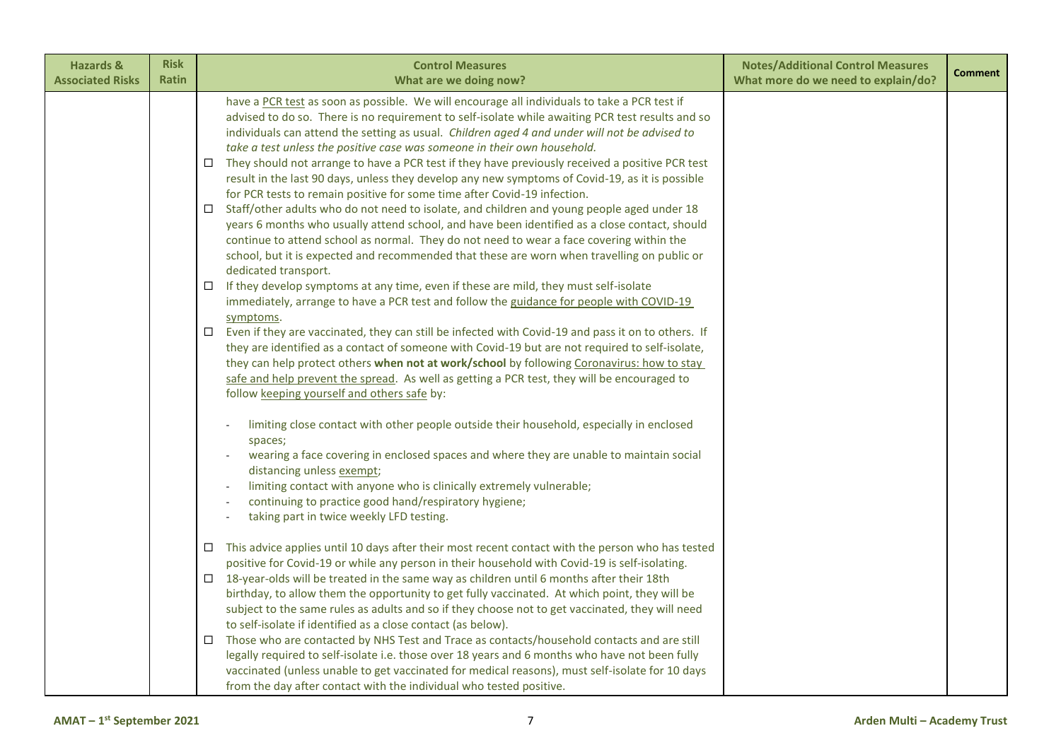| Hazards & Associated Risks | Risk Ratin | Control Measures<br>What are we doing now? | Notes/Additional Control Measures<br>What more do we need to explain/do? | Comment |
|---|---|---|---|---|
| | | have a PCR test as soon as possible. We will encourage all individuals to take a PCR test if advised to do so. There is no requirement to self-isolate while awaiting PCR test results and so individuals can attend the setting as usual. *Children aged 4 and under will not be advised to take a test unless the positive case was someone in their own household.*<br>☐ They should not arrange to have a PCR test if they have previously received a positive PCR test result in the last 90 days, unless they develop any new symptoms of Covid-19, as it is possible for PCR tests to remain positive for some time after Covid-19 infection.<br>☐ Staff/other adults who do not need to isolate, and children and young people aged under 18 years 6 months who usually attend school, and have been identified as a close contact, should continue to attend school as normal. They do not need to wear a face covering within the school, but it is expected and recommended that these are worn when travelling on public or dedicated transport.<br>☐ If they develop symptoms at any time, even if these are mild, they must self-isolate immediately, arrange to have a PCR test and follow the guidance for people with COVID-19 symptoms.<br>☐ Even if they are vaccinated, they can still be infected with Covid-19 and pass it on to others. If they are identified as a contact of someone with Covid-19 but are not required to self-isolate, they can help protect others **when not at work/school** by following Coronavirus: how to stay safe and help prevent the spread. As well as getting a PCR test, they will be encouraged to follow keeping yourself and others safe by:<br>- limiting close contact with other people outside their household, especially in enclosed spaces;<br>- wearing a face covering in enclosed spaces and where they are unable to maintain social distancing unless exempt;<br>- limiting contact with anyone who is clinically extremely vulnerable;<br>- continuing to practice good hand/respiratory hygiene;<br>- taking part in twice weekly LFD testing.<br>☐ This advice applies until 10 days after their most recent contact with the person who has tested positive for Covid-19 or while any person in their household with Covid-19 is self-isolating.<br>☐ 18-year-olds will be treated in the same way as children until 6 months after their 18th birthday, to allow them the opportunity to get fully vaccinated. At which point, they will be subject to the same rules as adults and so if they choose not to get vaccinated, they will need to self-isolate if identified as a close contact (as below).<br>☐ Those who are contacted by NHS Test and Trace as contacts/household contacts and are still legally required to self-isolate i.e. those over 18 years and 6 months who have not been fully vaccinated (unless unable to get vaccinated for medical reasons), must self-isolate for 10 days from the day after contact with the individual who tested positive. | | |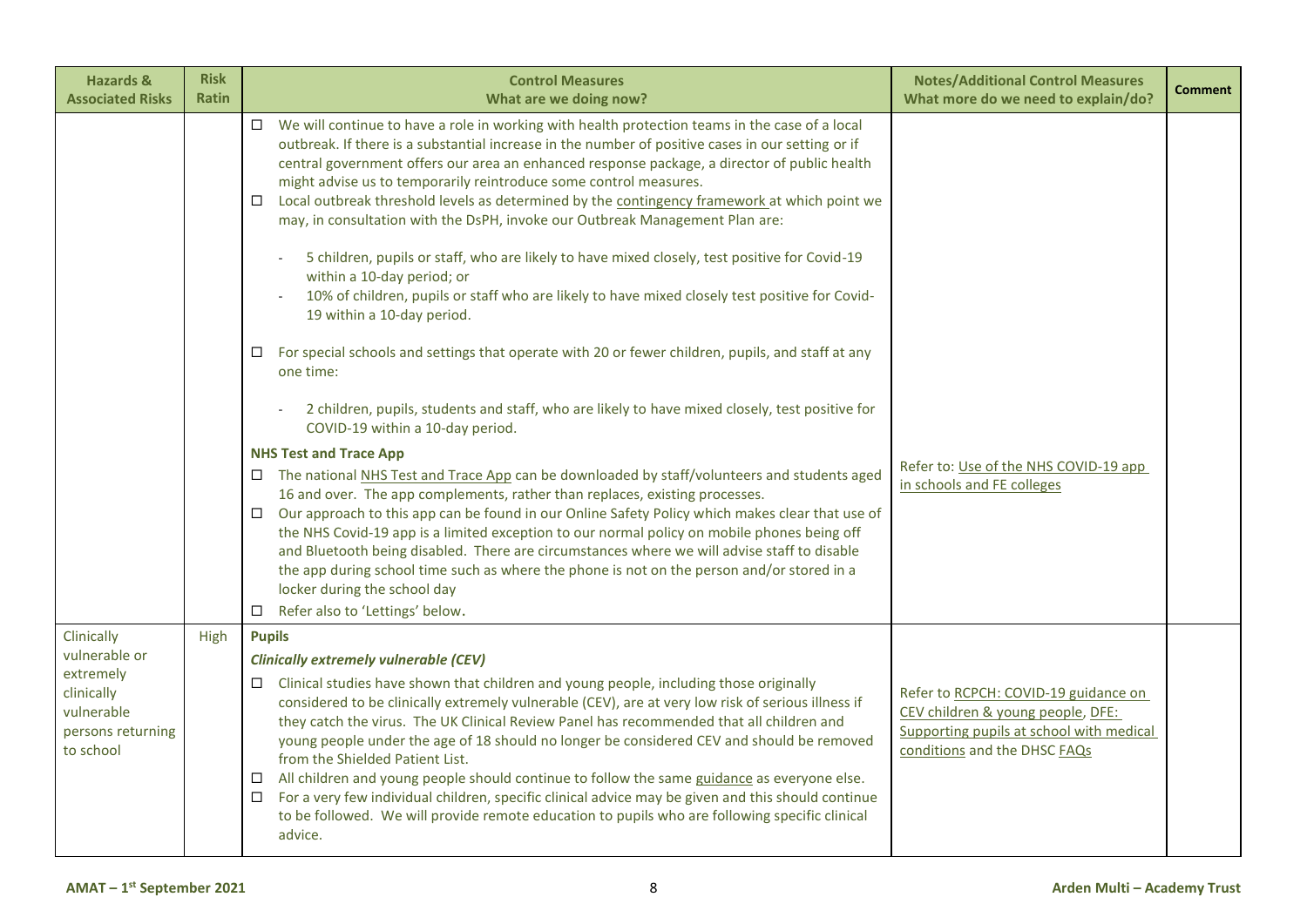| Hazards & Associated Risks | Risk Ratin | Control Measures What are we doing now? | Notes/Additional Control Measures What more do we need to explain/do? | Comment |
|---|---|---|---|---|
| | | ☐ We will continue to have a role in working with health protection teams in the case of a local outbreak. If there is a substantial increase in the number of positive cases in our setting or if central government offers our area an enhanced response package, a director of public health might advise us to temporarily reintroduce some control measures.<br>☐ Local outbreak threshold levels as determined by the contingency framework at which point we may, in consultation with the DsPH, invoke our Outbreak Management Plan are:<br>- 5 children, pupils or staff, who are likely to have mixed closely, test positive for Covid-19 within a 10-day period; or<br>- 10% of children, pupils or staff who are likely to have mixed closely test positive for Covid-19 within a 10-day period.<br>☐ For special schools and settings that operate with 20 or fewer children, pupils, and staff at any one time:<br>- 2 children, pupils, students and staff, who are likely to have mixed closely, test positive for COVID-19 within a 10-day period.<br>**NHS Test and Trace App**<br>☐ The national NHS Test and Trace App can be downloaded by staff/volunteers and students aged 16 and over. The app complements, rather than replaces, existing processes.<br>☐ Our approach to this app can be found in our Online Safety Policy which makes clear that use of the NHS Covid-19 app is a limited exception to our normal policy on mobile phones being off and Bluetooth being disabled. There are circumstances where we will advise staff to disable the app during school time such as where the phone is not on the person and/or stored in a locker during the school day<br>☐ Refer also to 'Lettings' below. | Refer to: Use of the NHS COVID-19 app in schools and FE colleges | |
| Clinically vulnerable or extremely clinically vulnerable persons returning to school | High | **Pupils**<br>***Clinically extremely vulnerable (CEV)***<br>☐ Clinical studies have shown that children and young people, including those originally considered to be clinically extremely vulnerable (CEV), are at very low risk of serious illness if they catch the virus. The UK Clinical Review Panel has recommended that all children and young people under the age of 18 should no longer be considered CEV and should be removed from the Shielded Patient List.<br>☐ All children and young people should continue to follow the same guidance as everyone else.<br>☐ For a very few individual children, specific clinical advice may be given and this should continue to be followed. We will provide remote education to pupils who are following specific clinical advice. | Refer to RCPCH: COVID-19 guidance on CEV children & young people, DFE: Supporting pupils at school with medical conditions and the DHSC FAQs | |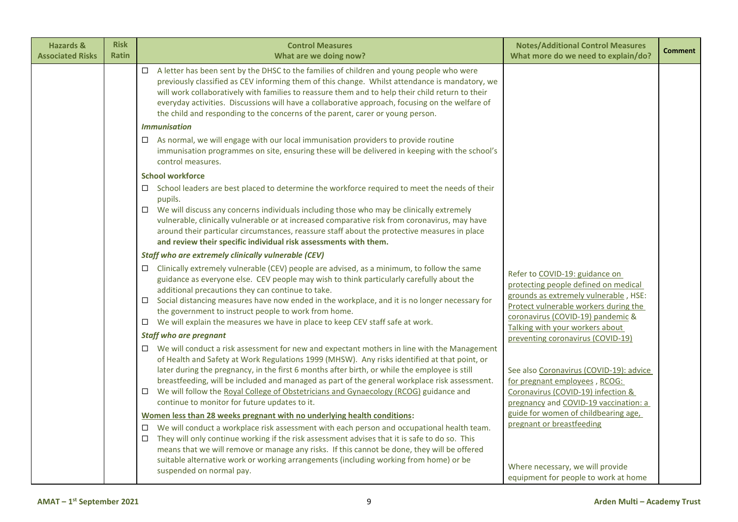| Hazards & Associated Risks | Risk Ratin | Control Measures<br>What are we doing now? | Notes/Additional Control Measures<br>What more do we need to explain/do? | Comment |
|---|---|---|---|---|
| | | ☐ A letter has been sent by the DHSC to the families of children and young people who were previously classified as CEV informing them of this change. Whilst attendance is mandatory, we will work collaboratively with families to reassure them and to help their child return to their everyday activities. Discussions will have a collaborative approach, focusing on the welfare of the child and responding to the concerns of the parent, carer or young person.<br><br>***Immunisation***<br><br>☐ As normal, we will engage with our local immunisation providers to provide routine immunisation programmes on site, ensuring these will be delivered in keeping with the school's control measures.<br><br>**School workforce**<br><br>☐ School leaders are best placed to determine the workforce required to meet the needs of their pupils.<br>☐ We will discuss any concerns individuals including those who may be clinically extremely vulnerable, clinically vulnerable or at increased comparative risk from coronavirus, may have around their particular circumstances, reassure staff about the protective measures in place **and review their specific individual risk assessments with them.**<br><br>***Staff who are extremely clinically vulnerable (CEV)***<br><br>☐ Clinically extremely vulnerable (CEV) people are advised, as a minimum, to follow the same guidance as everyone else. CEV people may wish to think particularly carefully about the additional precautions they can continue to take.<br>☐ Social distancing measures have now ended in the workplace, and it is no longer necessary for the government to instruct people to work from home.<br>☐ We will explain the measures we have in place to keep CEV staff safe at work.<br><br>***Staff who are pregnant***<br><br>☐ We will conduct a risk assessment for new and expectant mothers in line with the Management of Health and Safety at Work Regulations 1999 (MHSW). Any risks identified at that point, or later during the pregnancy, in the first 6 months after birth, or while the employee is still breastfeeding, will be included and managed as part of the general workplace risk assessment.<br>☐ We will follow the Royal College of Obstetricians and Gynaecology (RCOG) guidance and continue to monitor for future updates to it.<br><br>**Women less than 28 weeks pregnant with no underlying health conditions:**<br><br>☐ We will conduct a workplace risk assessment with each person and occupational health team.<br>☐ They will only continue working if the risk assessment advises that it is safe to do so. This means that we will remove or manage any risks. If this cannot be done, they will be offered suitable alternative work or working arrangements (including working from home) or be suspended on normal pay. | Refer to COVID-19: guidance on protecting people defined on medical grounds as extremely vulnerable , HSE: Protect vulnerable workers during the coronavirus (COVID-19) pandemic & Talking with your workers about preventing coronavirus (COVID-19)<br><br>See also Coronavirus (COVID-19): advice for pregnant employees , RCOG: Coronavirus (COVID-19) infection & pregnancy and COVID-19 vaccination: a guide for women of childbearing age, pregnant or breastfeeding<br><br>Where necessary, we will provide equipment for people to work at home | |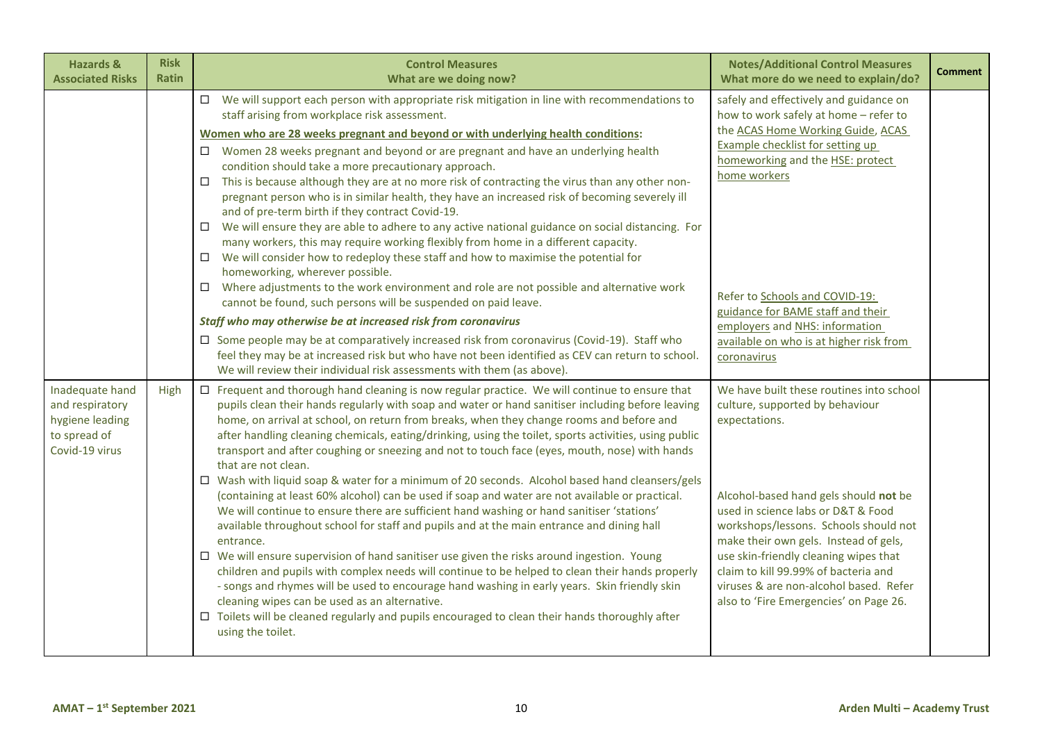| Hazards & Associated Risks | Risk Ratin | Control Measures What are we doing now? | Notes/Additional Control Measures What more do we need to explain/do? | Comment |
|---|---|---|---|---|
| | | ☐ We will support each person with appropriate risk mitigation in line with recommendations to staff arising from workplace risk assessment.<br>**Women who are 28 weeks pregnant and beyond or with underlying health conditions:**<br>☐ Women 28 weeks pregnant and beyond or are pregnant and have an underlying health condition should take a more precautionary approach.<br>☐ This is because although they are at no more risk of contracting the virus than any other non-pregnant person who is in similar health, they have an increased risk of becoming severely ill and of pre-term birth if they contract Covid-19.<br>☐ We will ensure they are able to adhere to any active national guidance on social distancing. For many workers, this may require working flexibly from home in a different capacity.<br>☐ We will consider how to redeploy these staff and how to maximise the potential for homeworking, wherever possible.<br>☐ Where adjustments to the work environment and role are not possible and alternative work cannot be found, such persons will be suspended on paid leave.<br>***Staff who may otherwise be at increased risk from coronavirus***<br>☐ Some people may be at comparatively increased risk from coronavirus (Covid-19). Staff who feel they may be at increased risk but who have not been identified as CEV can return to school. We will review their individual risk assessments with them (as above). | safely and effectively and guidance on how to work safely at home – refer to the ACAS Home Working Guide, ACAS Example checklist for setting up homeworking and the HSE: protect home workers<br><br>Refer to Schools and COVID-19: guidance for BAME staff and their employers and NHS: information available on who is at higher risk from coronavirus | |
| Inadequate hand and respiratory hygiene leading to spread of Covid-19 virus | High | ☐ Frequent and thorough hand cleaning is now regular practice. We will continue to ensure that pupils clean their hands regularly with soap and water or hand sanitiser including before leaving home, on arrival at school, on return from breaks, when they change rooms and before and after handling cleaning chemicals, eating/drinking, using the toilet, sports activities, using public transport and after coughing or sneezing and not to touch face (eyes, mouth, nose) with hands that are not clean.<br>☐ Wash with liquid soap & water for a minimum of 20 seconds. Alcohol based hand cleansers/gels (containing at least 60% alcohol) can be used if soap and water are not available or practical. We will continue to ensure there are sufficient hand washing or hand sanitiser 'stations' available throughout school for staff and pupils and at the main entrance and dining hall entrance.<br>☐ We will ensure supervision of hand sanitiser use given the risks around ingestion. Young children and pupils with complex needs will continue to be helped to clean their hands properly - songs and rhymes will be used to encourage hand washing in early years. Skin friendly skin cleaning wipes can be used as an alternative.<br>☐ Toilets will be cleaned regularly and pupils encouraged to clean their hands thoroughly after using the toilet. | We have built these routines into school culture, supported by behaviour expectations.<br><br>Alcohol-based hand gels should **not** be used in science labs or D&T & Food workshops/lessons. Schools should not make their own gels. Instead of gels, use skin-friendly cleaning wipes that claim to kill 99.99% of bacteria and viruses & are non-alcohol based. Refer also to 'Fire Emergencies' on Page 26. | |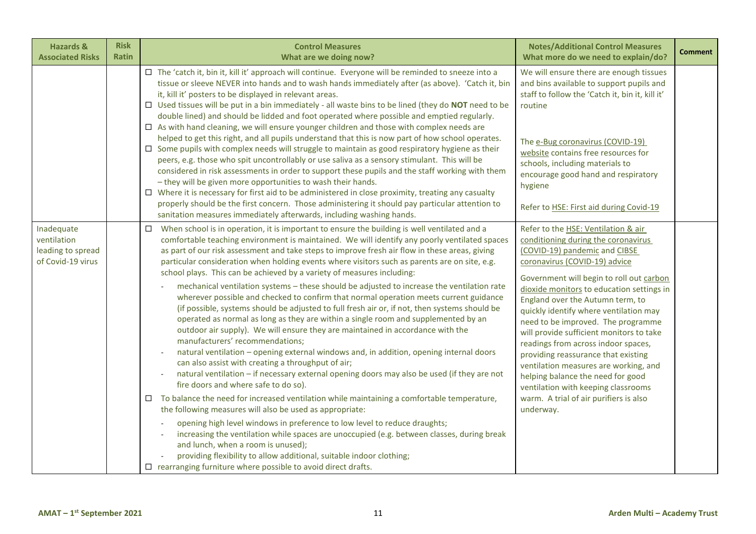| Hazards & Associated Risks | Risk Ratin | Control Measures<br>What are we doing now? | Notes/Additional Control Measures<br>What more do we need to explain/do? | Comment |
|---|---|---|---|---|
| | | ☐ The 'catch it, bin it, kill it' approach will continue. Everyone will be reminded to sneeze into a tissue or sleeve NEVER into hands and to wash hands immediately after (as above). 'Catch it, bin it, kill it' posters to be displayed in relevant areas.<br>☐ Used tissues will be put in a bin immediately - all waste bins to be lined (they do **NOT** need to be double lined) and should be lidded and foot operated where possible and emptied regularly.<br>☐ As with hand cleaning, we will ensure younger children and those with complex needs are helped to get this right, and all pupils understand that this is now part of how school operates.<br>☐ Some pupils with complex needs will struggle to maintain as good respiratory hygiene as their peers, e.g. those who spit uncontrollably or use saliva as a sensory stimulant. This will be considered in risk assessments in order to support these pupils and the staff working with them – they will be given more opportunities to wash their hands.<br>☐ Where it is necessary for first aid to be administered in close proximity, treating any casualty properly should be the first concern. Those administering it should pay particular attention to sanitation measures immediately afterwards, including washing hands. | We will ensure there are enough tissues and bins available to support pupils and staff to follow the 'Catch it, bin it, kill it' routine<br><br>The e-Bug coronavirus (COVID-19) website contains free resources for schools, including materials to encourage good hand and respiratory hygiene<br><br>Refer to HSE: First aid during Covid-19 | |
| Inadequate ventilation leading to spread of Covid-19 virus | | ☐ When school is in operation, it is important to ensure the building is well ventilated and a comfortable teaching environment is maintained. We will identify any poorly ventilated spaces as part of our risk assessment and take steps to improve fresh air flow in these areas, giving particular consideration when holding events where visitors such as parents are on site, e.g. school plays. This can be achieved by a variety of measures including:<br>- mechanical ventilation systems – these should be adjusted to increase the ventilation rate wherever possible and checked to confirm that normal operation meets current guidance (if possible, systems should be adjusted to full fresh air or, if not, then systems should be operated as normal as long as they are within a single room and supplemented by an outdoor air supply). We will ensure they are maintained in accordance with the manufacturers' recommendations;<br>- natural ventilation – opening external windows and, in addition, opening internal doors can also assist with creating a throughput of air;<br>- natural ventilation – if necessary external opening doors may also be used (if they are not fire doors and where safe to do so).<br>☐ To balance the need for increased ventilation while maintaining a comfortable temperature, the following measures will also be used as appropriate:<br>- opening high level windows in preference to low level to reduce draughts;<br>- increasing the ventilation while spaces are unoccupied (e.g. between classes, during break and lunch, when a room is unused);<br>- providing flexibility to allow additional, suitable indoor clothing;<br>☐ rearranging furniture where possible to avoid direct drafts. | Refer to the HSE: Ventilation & air conditioning during the coronavirus (COVID-19) pandemic and CIBSE coronavirus (COVID-19) advice<br><br>Government will begin to roll out carbon dioxide monitors to education settings in England over the Autumn term, to quickly identify where ventilation may need to be improved. The programme will provide sufficient monitors to take readings from across indoor spaces, providing reassurance that existing ventilation measures are working, and helping balance the need for good ventilation with keeping classrooms warm. A trial of air purifiers is also underway. | |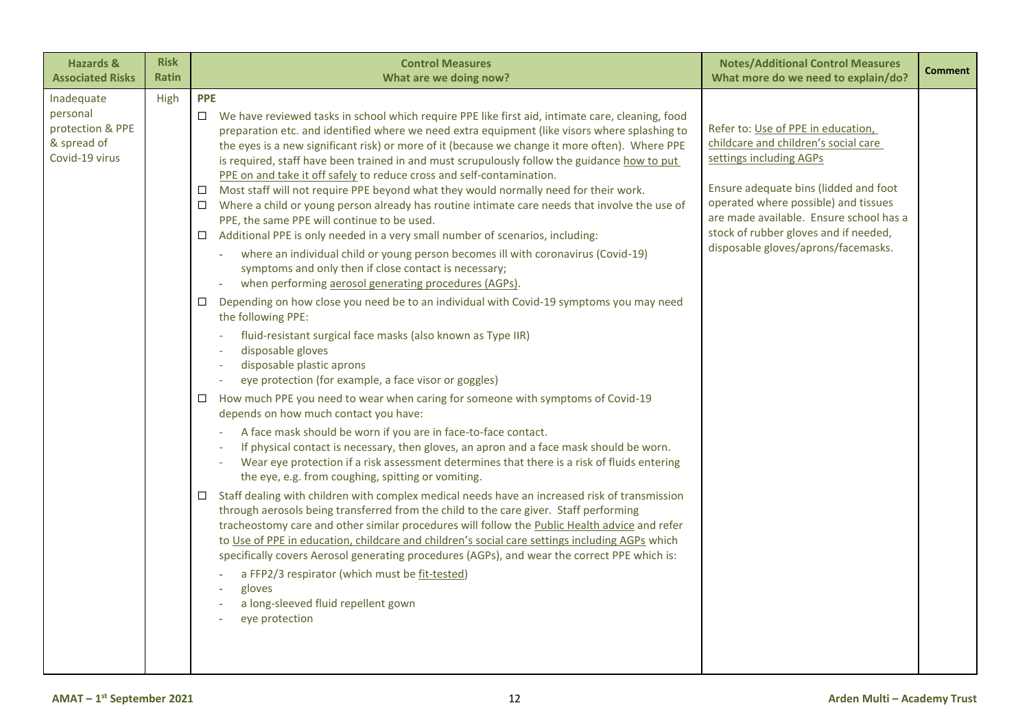| Hazards & Associated Risks | Risk Ratin | Control Measures<br>What are we doing now? | Notes/Additional Control Measures<br>What more do we need to explain/do? | Comment |
|---|---|---|---|---|
| Inadequate personal protection & PPE & spread of Covid-19 virus | High | **PPE**<br>☐ We have reviewed tasks in school which require PPE like first aid, intimate care, cleaning, food preparation etc. and identified where we need extra equipment (like visors where splashing to the eyes is a new significant risk) or more of it (because we change it more often). Where PPE is required, staff have been trained in and must scrupulously follow the guidance how to put PPE on and take it off safely to reduce cross and self-contamination.<br>☐ Most staff will not require PPE beyond what they would normally need for their work.<br>☐ Where a child or young person already has routine intimate care needs that involve the use of PPE, the same PPE will continue to be used.<br>☐ Additional PPE is only needed in a very small number of scenarios, including:<br>- where an individual child or young person becomes ill with coronavirus (Covid-19) symptoms and only then if close contact is necessary;<br>- when performing aerosol generating procedures (AGPs).<br>☐ Depending on how close you need be to an individual with Covid-19 symptoms you may need the following PPE:<br>- fluid-resistant surgical face masks (also known as Type IIR)<br>- disposable gloves<br>- disposable plastic aprons<br>- eye protection (for example, a face visor or goggles)<br>☐ How much PPE you need to wear when caring for someone with symptoms of Covid-19 depends on how much contact you have:<br>- A face mask should be worn if you are in face-to-face contact.<br>- If physical contact is necessary, then gloves, an apron and a face mask should be worn.<br>- Wear eye protection if a risk assessment determines that there is a risk of fluids entering the eye, e.g. from coughing, spitting or vomiting.<br>☐ Staff dealing with children with complex medical needs have an increased risk of transmission through aerosols being transferred from the child to the care giver. Staff performing tracheostomy care and other similar procedures will follow the Public Health advice and refer to Use of PPE in education, childcare and children's social care settings including AGPs which specifically covers Aerosol generating procedures (AGPs), and wear the correct PPE which is:<br>- a FFP2/3 respirator (which must be fit-tested)<br>- gloves<br>- a long-sleeved fluid repellent gown<br>- eye protection | Refer to: Use of PPE in education, childcare and children's social care settings including AGPs<br><br>Ensure adequate bins (lidded and foot operated where possible) and tissues are made available. Ensure school has a stock of rubber gloves and if needed, disposable gloves/aprons/facemasks. | |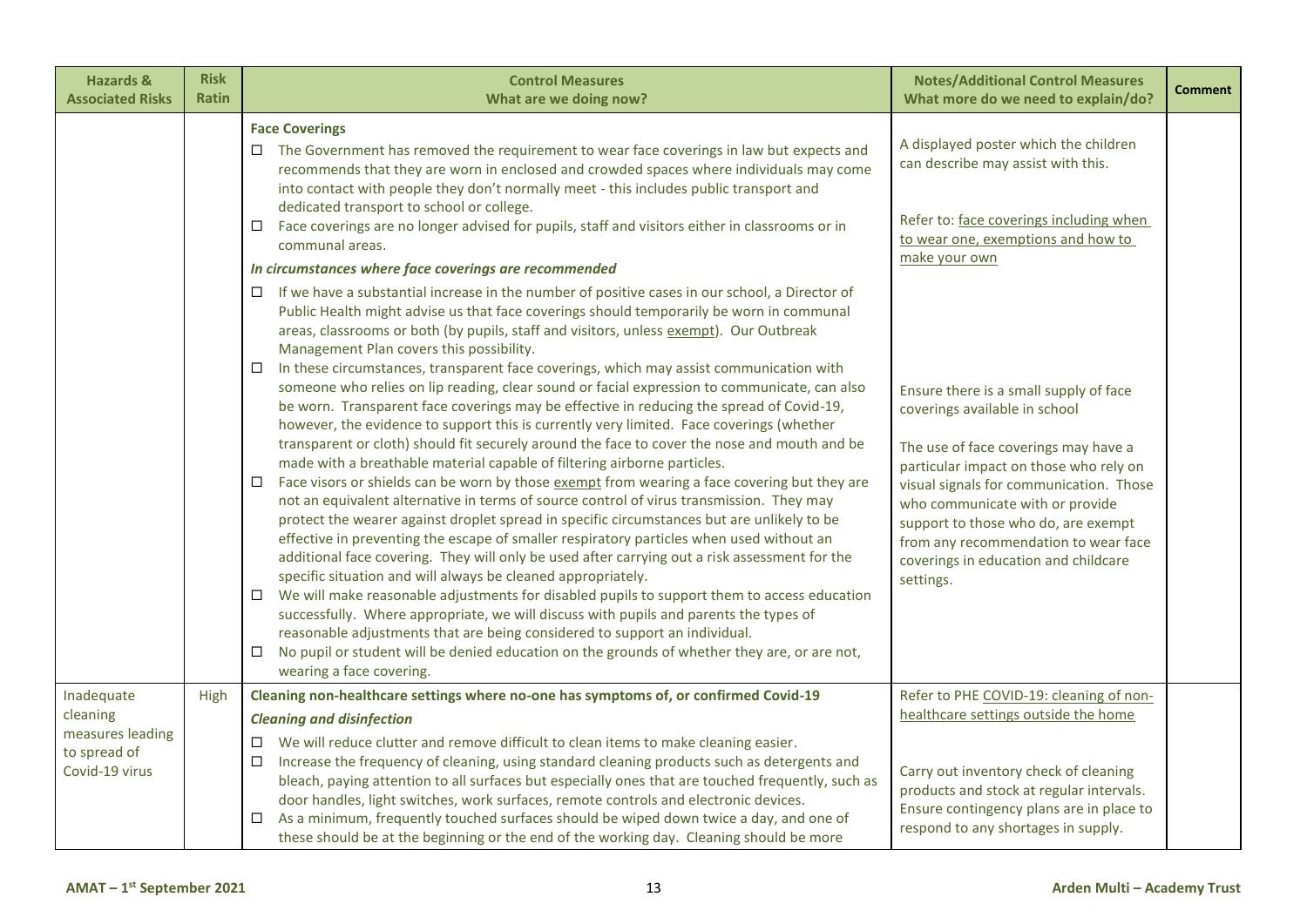| Hazards & Associated Risks | Risk Ratin | Control Measures What are we doing now? | Notes/Additional Control Measures What more do we need to explain/do? | Comment |
|---|---|---|---|---|
| | | **Face Coverings**<br>☐ The Government has removed the requirement to wear face coverings in law but expects and recommends that they are worn in enclosed and crowded spaces where individuals may come into contact with people they don't normally meet - this includes public transport and dedicated transport to school or college.<br>☐ Face coverings are no longer advised for pupils, staff and visitors either in classrooms or in communal areas.<br>***In circumstances where face coverings are recommended***<br>☐ If we have a substantial increase in the number of positive cases in our school, a Director of Public Health might advise us that face coverings should temporarily be worn in communal areas, classrooms or both (by pupils, staff and visitors, unless exempt). Our Outbreak Management Plan covers this possibility.<br>☐ In these circumstances, transparent face coverings, which may assist communication with someone who relies on lip reading, clear sound or facial expression to communicate, can also be worn. Transparent face coverings may be effective in reducing the spread of Covid-19, however, the evidence to support this is currently very limited. Face coverings (whether transparent or cloth) should fit securely around the face to cover the nose and mouth and be made with a breathable material capable of filtering airborne particles.<br>☐ Face visors or shields can be worn by those exempt from wearing a face covering but they are not an equivalent alternative in terms of source control of virus transmission. They may protect the wearer against droplet spread in specific circumstances but are unlikely to be effective in preventing the escape of smaller respiratory particles when used without an additional face covering. They will only be used after carrying out a risk assessment for the specific situation and will always be cleaned appropriately.<br>☐ We will make reasonable adjustments for disabled pupils to support them to access education successfully. Where appropriate, we will discuss with pupils and parents the types of reasonable adjustments that are being considered to support an individual.<br>☐ No pupil or student will be denied education on the grounds of whether they are, or are not, wearing a face covering. | A displayed poster which the children can describe may assist with this.<br><br>Refer to: face coverings including when to wear one, exemptions and how to make your own<br><br>Ensure there is a small supply of face coverings available in school<br><br>The use of face coverings may have a particular impact on those who rely on visual signals for communication. Those who communicate with or provide support to those who do, are exempt from any recommendation to wear face coverings in education and childcare settings. | |
| Inadequate cleaning measures leading to spread of Covid-19 virus | High | **Cleaning non-healthcare settings where no-one has symptoms of, or confirmed Covid-19**<br>***Cleaning and disinfection***<br>☐ We will reduce clutter and remove difficult to clean items to make cleaning easier.<br>☐ Increase the frequency of cleaning, using standard cleaning products such as detergents and bleach, paying attention to all surfaces but especially ones that are touched frequently, such as door handles, light switches, work surfaces, remote controls and electronic devices.<br>☐ As a minimum, frequently touched surfaces should be wiped down twice a day, and one of these should be at the beginning or the end of the working day. Cleaning should be more | Refer to PHE COVID-19: cleaning of non-healthcare settings outside the home<br><br>Carry out inventory check of cleaning products and stock at regular intervals. Ensure contingency plans are in place to respond to any shortages in supply. | |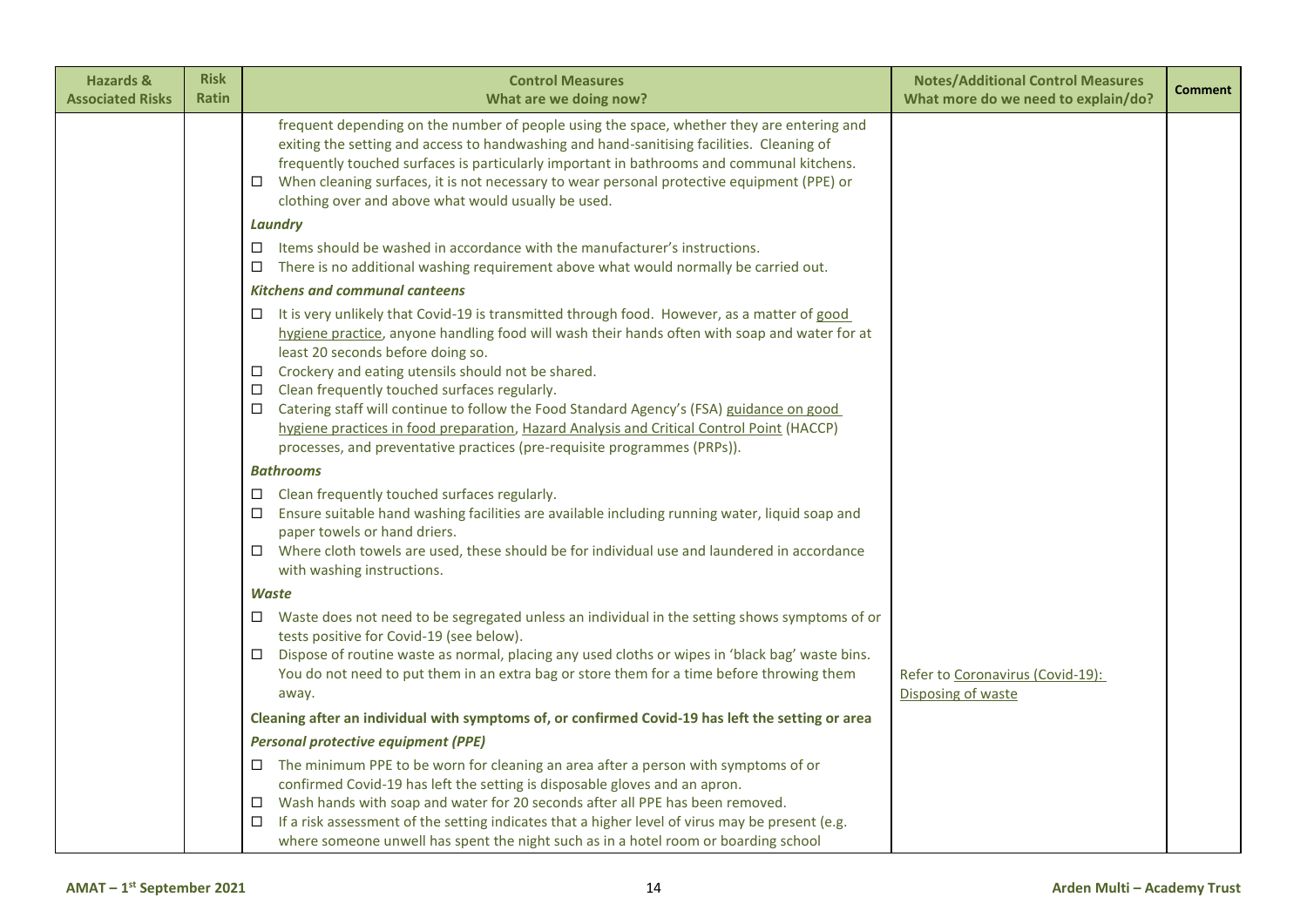| Hazards & Associated Risks | Risk Ratin | Control Measures<br>What are we doing now? | Notes/Additional Control Measures<br>What more do we need to explain/do? | Comment |
|---|---|---|---|---|
| | | frequent depending on the number of people using the space, whether they are entering and exiting the setting and access to handwashing and hand-sanitising facilities. Cleaning of frequently touched surfaces is particularly important in bathrooms and communal kitchens.<br>☐ When cleaning surfaces, it is not necessary to wear personal protective equipment (PPE) or clothing over and above what would usually be used.<br>***Laundry***<br>☐ Items should be washed in accordance with the manufacturer's instructions.<br>☐ There is no additional washing requirement above what would normally be carried out.<br>***Kitchens and communal canteens***<br>☐ It is very unlikely that Covid-19 is transmitted through food. However, as a matter of good hygiene practice, anyone handling food will wash their hands often with soap and water for at least 20 seconds before doing so.<br>☐ Crockery and eating utensils should not be shared.<br>☐ Clean frequently touched surfaces regularly.<br>☐ Catering staff will continue to follow the Food Standard Agency's (FSA) guidance on good hygiene practices in food preparation, Hazard Analysis and Critical Control Point (HACCP) processes, and preventative practices (pre-requisite programmes (PRPs)).<br>***Bathrooms***<br>☐ Clean frequently touched surfaces regularly.<br>☐ Ensure suitable hand washing facilities are available including running water, liquid soap and paper towels or hand driers.<br>☐ Where cloth towels are used, these should be for individual use and laundered in accordance with washing instructions.<br>***Waste***<br>☐ Waste does not need to be segregated unless an individual in the setting shows symptoms of or tests positive for Covid-19 (see below).<br>☐ Dispose of routine waste as normal, placing any used cloths or wipes in 'black bag' waste bins. You do not need to put them in an extra bag or store them for a time before throwing them away.<br>**Cleaning after an individual with symptoms of, or confirmed Covid-19 has left the setting or area**<br>***Personal protective equipment (PPE)***<br>☐ The minimum PPE to be worn for cleaning an area after a person with symptoms of or confirmed Covid-19 has left the setting is disposable gloves and an apron.<br>☐ Wash hands with soap and water for 20 seconds after all PPE has been removed.<br>☐ If a risk assessment of the setting indicates that a higher level of virus may be present (e.g. where someone unwell has spent the night such as in a hotel room or boarding school | Refer to Coronavirus (Covid-19): Disposing of waste | |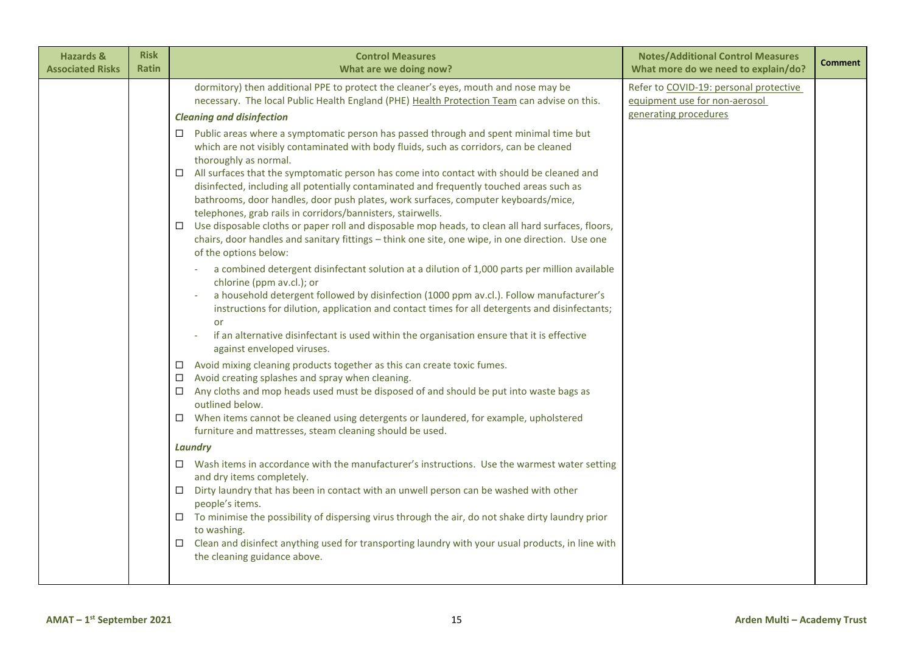| Hazards & Associated Risks | Risk Ratin | Control Measures<br>What are we doing now? | Notes/Additional Control Measures<br>What more do we need to explain/do? | Comment |
|---|---|---|---|---|
| | | dormitory) then additional PPE to protect the cleaner's eyes, mouth and nose may be necessary. The local Public Health England (PHE) Health Protection Team can advise on this.<br><br>***Cleaning and disinfection***<br><br>☐ Public areas where a symptomatic person has passed through and spent minimal time but which are not visibly contaminated with body fluids, such as corridors, can be cleaned thoroughly as normal.<br>☐ All surfaces that the symptomatic person has come into contact with should be cleaned and disinfected, including all potentially contaminated and frequently touched areas such as bathrooms, door handles, door push plates, work surfaces, computer keyboards/mice, telephones, grab rails in corridors/bannisters, stairwells.<br>☐ Use disposable cloths or paper roll and disposable mop heads, to clean all hard surfaces, floors, chairs, door handles and sanitary fittings – think one site, one wipe, in one direction. Use one of the options below:<br>- a combined detergent disinfectant solution at a dilution of 1,000 parts per million available chlorine (ppm av.cl.); or<br>- a household detergent followed by disinfection (1000 ppm av.cl.). Follow manufacturer's instructions for dilution, application and contact times for all detergents and disinfectants; or<br>- if an alternative disinfectant is used within the organisation ensure that it is effective against enveloped viruses.<br><br>☐ Avoid mixing cleaning products together as this can create toxic fumes.<br>☐ Avoid creating splashes and spray when cleaning.<br>☐ Any cloths and mop heads used must be disposed of and should be put into waste bags as outlined below.<br>☐ When items cannot be cleaned using detergents or laundered, for example, upholstered furniture and mattresses, steam cleaning should be used.<br><br>***Laundry***<br><br>☐ Wash items in accordance with the manufacturer's instructions. Use the warmest water setting and dry items completely.<br>☐ Dirty laundry that has been in contact with an unwell person can be washed with other people's items.<br>☐ To minimise the possibility of dispersing virus through the air, do not shake dirty laundry prior to washing.<br>☐ Clean and disinfect anything used for transporting laundry with your usual products, in line with the cleaning guidance above. | Refer to COVID-19: personal protective equipment use for non-aerosol generating procedures | |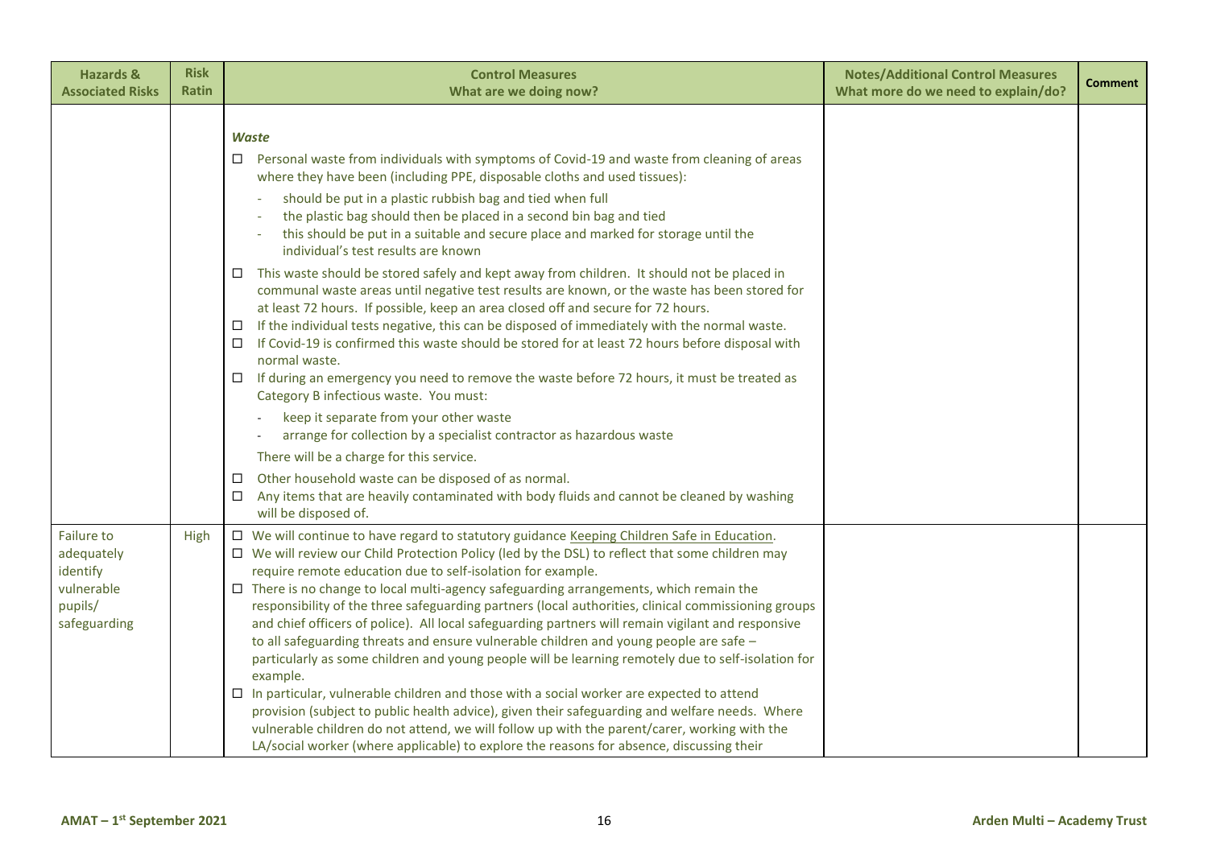| Hazards & Associated Risks | Risk Ratin | Control Measures What are we doing now? | Notes/Additional Control Measures What more do we need to explain/do? | Comment |
|---|---|---|---|---|
| | | ***Waste***<br>☐ Personal waste from individuals with symptoms of Covid-19 and waste from cleaning of areas where they have been (including PPE, disposable cloths and used tissues):<br>- should be put in a plastic rubbish bag and tied when full<br>- the plastic bag should then be placed in a second bin bag and tied<br>- this should be put in a suitable and secure place and marked for storage until the individual's test results are known<br>☐ This waste should be stored safely and kept away from children. It should not be placed in communal waste areas until negative test results are known, or the waste has been stored for at least 72 hours. If possible, keep an area closed off and secure for 72 hours.<br>☐ If the individual tests negative, this can be disposed of immediately with the normal waste.<br>☐ If Covid-19 is confirmed this waste should be stored for at least 72 hours before disposal with normal waste.<br>☐ If during an emergency you need to remove the waste before 72 hours, it must be treated as Category B infectious waste. You must:<br>- keep it separate from your other waste<br>- arrange for collection by a specialist contractor as hazardous waste<br>There will be a charge for this service.<br>☐ Other household waste can be disposed of as normal.<br>☐ Any items that are heavily contaminated with body fluids and cannot be cleaned by washing will be disposed of. | | |
| Failure to adequately identify vulnerable pupils/ safeguarding | High | ☐ We will continue to have regard to statutory guidance Keeping Children Safe in Education.<br>☐ We will review our Child Protection Policy (led by the DSL) to reflect that some children may require remote education due to self-isolation for example.<br>☐ There is no change to local multi-agency safeguarding arrangements, which remain the responsibility of the three safeguarding partners (local authorities, clinical commissioning groups and chief officers of police). All local safeguarding partners will remain vigilant and responsive to all safeguarding threats and ensure vulnerable children and young people are safe – particularly as some children and young people will be learning remotely due to self-isolation for example.<br>☐ In particular, vulnerable children and those with a social worker are expected to attend provision (subject to public health advice), given their safeguarding and welfare needs. Where vulnerable children do not attend, we will follow up with the parent/carer, working with the LA/social worker (where applicable) to explore the reasons for absence, discussing their | | |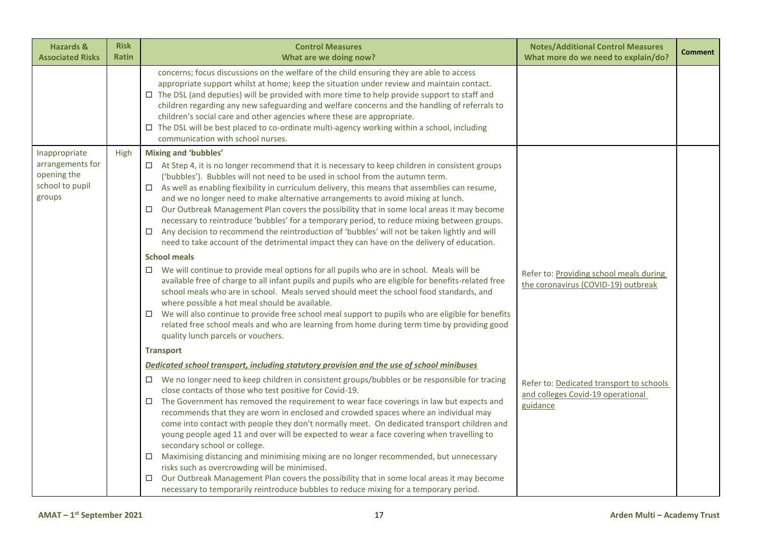| Hazards & Associated Risks | Risk Ratin | Control Measures<br>What are we doing now? | Notes/Additional Control Measures<br>What more do we need to explain/do? | Comment |
|---|---|---|---|---|
| | | concerns; focus discussions on the welfare of the child ensuring they are able to access appropriate support whilst at home; keep the situation under review and maintain contact.<br>☐ The DSL (and deputies) will be provided with more time to help provide support to staff and children regarding any new safeguarding and welfare concerns and the handling of referrals to children's social care and other agencies where these are appropriate.<br>☐ The DSL will be best placed to co-ordinate multi-agency working within a school, including communication with school nurses. | | |
| Inappropriate arrangements for opening the school to pupil groups | High | **Mixing and 'bubbles'**<br>☐ At Step 4, it is no longer recommend that it is necessary to keep children in consistent groups ('bubbles'). Bubbles will not need to be used in school from the autumn term.<br>☐ As well as enabling flexibility in curriculum delivery, this means that assemblies can resume, and we no longer need to make alternative arrangements to avoid mixing at lunch.<br>☐ Our Outbreak Management Plan covers the possibility that in some local areas it may become necessary to reintroduce 'bubbles' for a temporary period, to reduce mixing between groups.<br>☐ Any decision to recommend the reintroduction of 'bubbles' will not be taken lightly and will need to take account of the detrimental impact they can have on the delivery of education.<br>**School meals**<br>☐ We will continue to provide meal options for all pupils who are in school. Meals will be available free of charge to all infant pupils and pupils who are eligible for benefits-related free school meals who are in school. Meals served should meet the school food standards, and where possible a hot meal should be available.<br>☐ We will also continue to provide free school meal support to pupils who are eligible for benefits related free school meals and who are learning from home during term time by providing good quality lunch parcels or vouchers.<br>**Transport**<br>***Dedicated school transport, including statutory provision and the use of school minibuses***<br>☐ We no longer need to keep children in consistent groups/bubbles or be responsible for tracing close contacts of those who test positive for Covid-19.<br>☐ The Government has removed the requirement to wear face coverings in law but expects and recommends that they are worn in enclosed and crowded spaces where an individual may come into contact with people they don't normally meet. On dedicated transport children and young people aged 11 and over will be expected to wear a face covering when travelling to secondary school or college.<br>☐ Maximising distancing and minimising mixing are no longer recommended, but unnecessary risks such as overcrowding will be minimised.<br>☐ Our Outbreak Management Plan covers the possibility that in some local areas it may become necessary to temporarily reintroduce bubbles to reduce mixing for a temporary period. | Refer to: Providing school meals during the coronavirus (COVID-19) outbreak<br><br>Refer to: Dedicated transport to schools and colleges Covid-19 operational guidance | |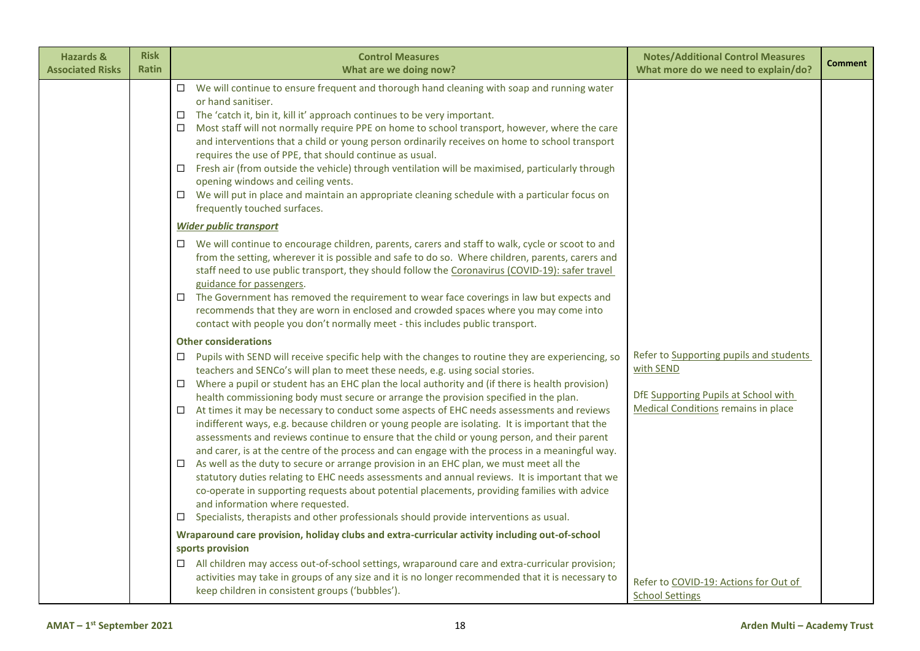| Hazards & Associated Risks | Risk Ratin | Control Measures<br>What are we doing now? | Notes/Additional Control Measures<br>What more do we need to explain/do? | Comment |
|---|---|---|---|---|
| | | ☐ We will continue to ensure frequent and thorough hand cleaning with soap and running water or hand sanitiser.<br>☐ The 'catch it, bin it, kill it' approach continues to be very important.<br>☐ Most staff will not normally require PPE on home to school transport, however, where the care and interventions that a child or young person ordinarily receives on home to school transport requires the use of PPE, that should continue as usual.<br>☐ Fresh air (from outside the vehicle) through ventilation will be maximised, particularly through opening windows and ceiling vents.<br>☐ We will put in place and maintain an appropriate cleaning schedule with a particular focus on frequently touched surfaces.<br>***Wider public transport***<br>☐ We will continue to encourage children, parents, carers and staff to walk, cycle or scoot to and from the setting, wherever it is possible and safe to do so. Where children, parents, carers and staff need to use public transport, they should follow the Coronavirus (COVID-19): safer travel guidance for passengers.<br>☐ The Government has removed the requirement to wear face coverings in law but expects and recommends that they are worn in enclosed and crowded spaces where you may come into contact with people you don't normally meet - this includes public transport.<br>**Other considerations**<br>☐ Pupils with SEND will receive specific help with the changes to routine they are experiencing, so teachers and SENCo's will plan to meet these needs, e.g. using social stories.<br>☐ Where a pupil or student has an EHC plan the local authority and (if there is health provision) health commissioning body must secure or arrange the provision specified in the plan.<br>☐ At times it may be necessary to conduct some aspects of EHC needs assessments and reviews indifferent ways, e.g. because children or young people are isolating. It is important that the assessments and reviews continue to ensure that the child or young person, and their parent and carer, is at the centre of the process and can engage with the process in a meaningful way.<br>☐ As well as the duty to secure or arrange provision in an EHC plan, we must meet all the statutory duties relating to EHC needs assessments and annual reviews. It is important that we co-operate in supporting requests about potential placements, providing families with advice and information where requested.<br>☐ Specialists, therapists and other professionals should provide interventions as usual.<br>**Wraparound care provision, holiday clubs and extra-curricular activity including out-of-school sports provision**<br>☐ All children may access out-of-school settings, wraparound care and extra-curricular provision; activities may take in groups of any size and it is no longer recommended that it is necessary to keep children in consistent groups ('bubbles'). | Refer to Supporting pupils and students with SEND<br><br>DfE Supporting Pupils at School with Medical Conditions remains in place<br><br>Refer to COVID-19: Actions for Out of School Settings | |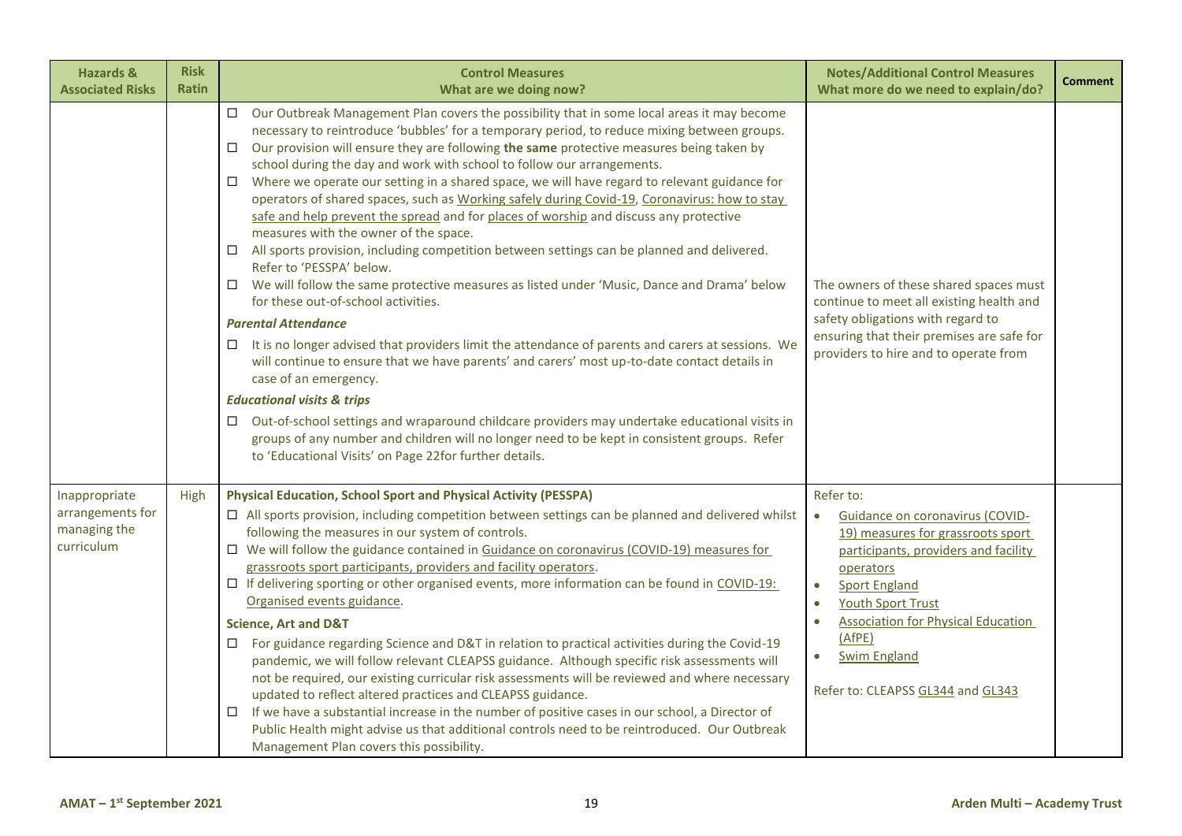| Hazards & Associated Risks | Risk Ratin | Control Measures<br>What are we doing now? | Notes/Additional Control Measures<br>What more do we need to explain/do? | Comment |
|---|---|---|---|---|
| | | ☐ Our Outbreak Management Plan covers the possibility that in some local areas it may become necessary to reintroduce 'bubbles' for a temporary period, to reduce mixing between groups.<br>☐ Our provision will ensure they are following **the same** protective measures being taken by school during the day and work with school to follow our arrangements.<br>☐ Where we operate our setting in a shared space, we will have regard to relevant guidance for operators of shared spaces, such as Working safely during Covid-19, Coronavirus: how to stay safe and help prevent the spread and for places of worship and discuss any protective measures with the owner of the space.<br>☐ All sports provision, including competition between settings can be planned and delivered. Refer to 'PESSPA' below.<br>☐ We will follow the same protective measures as listed under 'Music, Dance and Drama' below for these out-of-school activities.<br>***Parental Attendance***<br>☐ It is no longer advised that providers limit the attendance of parents and carers at sessions. We will continue to ensure that we have parents' and carers' most up-to-date contact details in case of an emergency.<br>***Educational visits & trips***<br>☐ Out-of-school settings and wraparound childcare providers may undertake educational visits in groups of any number and children will no longer need to be kept in consistent groups. Refer to 'Educational Visits' on Page 22for further details. | The owners of these shared spaces must continue to meet all existing health and safety obligations with regard to ensuring that their premises are safe for providers to hire and to operate from | |
| Inappropriate arrangements for managing the curriculum | High | **Physical Education, School Sport and Physical Activity (PESSPA)**<br>☐ All sports provision, including competition between settings can be planned and delivered whilst following the measures in our system of controls.<br>☐ We will follow the guidance contained in Guidance on coronavirus (COVID-19) measures for grassroots sport participants, providers and facility operators.<br>☐ If delivering sporting or other organised events, more information can be found in COVID-19: Organised events guidance.<br>**Science, Art and D&T**<br>☐ For guidance regarding Science and D&T in relation to practical activities during the Covid-19 pandemic, we will follow relevant CLEAPSS guidance. Although specific risk assessments will not be required, our existing curricular risk assessments will be reviewed and where necessary updated to reflect altered practices and CLEAPSS guidance.<br>☐ If we have a substantial increase in the number of positive cases in our school, a Director of Public Health might advise us that additional controls need to be reintroduced. Our Outbreak Management Plan covers this possibility. | Refer to:<br>• Guidance on coronavirus (COVID-19) measures for grassroots sport participants, providers and facility operators<br>• Sport England<br>• Youth Sport Trust<br>• Association for Physical Education (AfPE)<br>• Swim England<br><br>Refer to: CLEAPSS GL344 and GL343 | |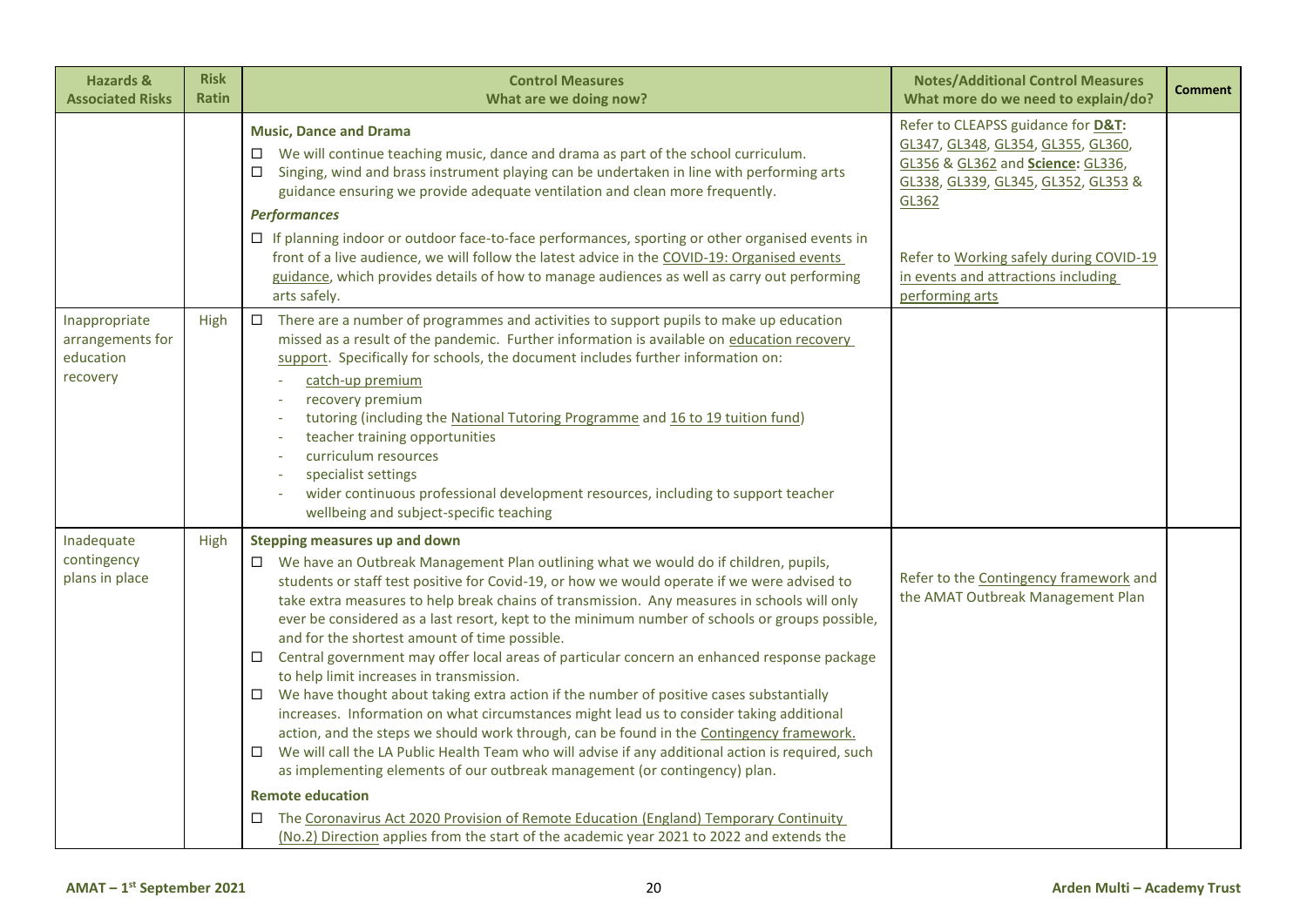| Hazards & Associated Risks | Risk Ratin | Control Measures<br>What are we doing now? | Notes/Additional Control Measures<br>What more do we need to explain/do? | Comment |
|---|---|---|---|---|
| | | **Music, Dance and Drama**<br>☐ We will continue teaching music, dance and drama as part of the school curriculum.<br>☐ Singing, wind and brass instrument playing can be undertaken in line with performing arts guidance ensuring we provide adequate ventilation and clean more frequently.<br>***Performances***<br>☐ If planning indoor or outdoor face-to-face performances, sporting or other organised events in front of a live audience, we will follow the latest advice in the COVID-19: Organised events guidance, which provides details of how to manage audiences as well as carry out performing arts safely. | Refer to CLEAPSS guidance for **D&T:** GL347, GL348, GL354, GL355, GL360, GL356 & GL362 and **Science:** GL336, GL338, GL339, GL345, GL352, GL353 & GL362<br><br>Refer to Working safely during COVID-19 in events and attractions including performing arts | |
| Inappropriate arrangements for education recovery | High | ☐ There are a number of programmes and activities to support pupils to make up education missed as a result of the pandemic. Further information is available on education recovery support. Specifically for schools, the document includes further information on:<br>- catch-up premium<br>- recovery premium<br>- tutoring (including the National Tutoring Programme and 16 to 19 tuition fund)<br>- teacher training opportunities<br>- curriculum resources<br>- specialist settings<br>- wider continuous professional development resources, including to support teacher wellbeing and subject-specific teaching | | |
| Inadequate contingency plans in place | High | **Stepping measures up and down**<br>☐ We have an Outbreak Management Plan outlining what we would do if children, pupils, students or staff test positive for Covid-19, or how we would operate if we were advised to take extra measures to help break chains of transmission. Any measures in schools will only ever be considered as a last resort, kept to the minimum number of schools or groups possible, and for the shortest amount of time possible.<br>☐ Central government may offer local areas of particular concern an enhanced response package to help limit increases in transmission.<br>☐ We have thought about taking extra action if the number of positive cases substantially increases. Information on what circumstances might lead us to consider taking additional action, and the steps we should work through, can be found in the Contingency framework.<br>☐ We will call the LA Public Health Team who will advise if any additional action is required, such as implementing elements of our outbreak management (or contingency) plan.<br>**Remote education**<br>☐ The Coronavirus Act 2020 Provision of Remote Education (England) Temporary Continuity (No.2) Direction applies from the start of the academic year 2021 to 2022 and extends the | Refer to the Contingency framework and the AMAT Outbreak Management Plan | |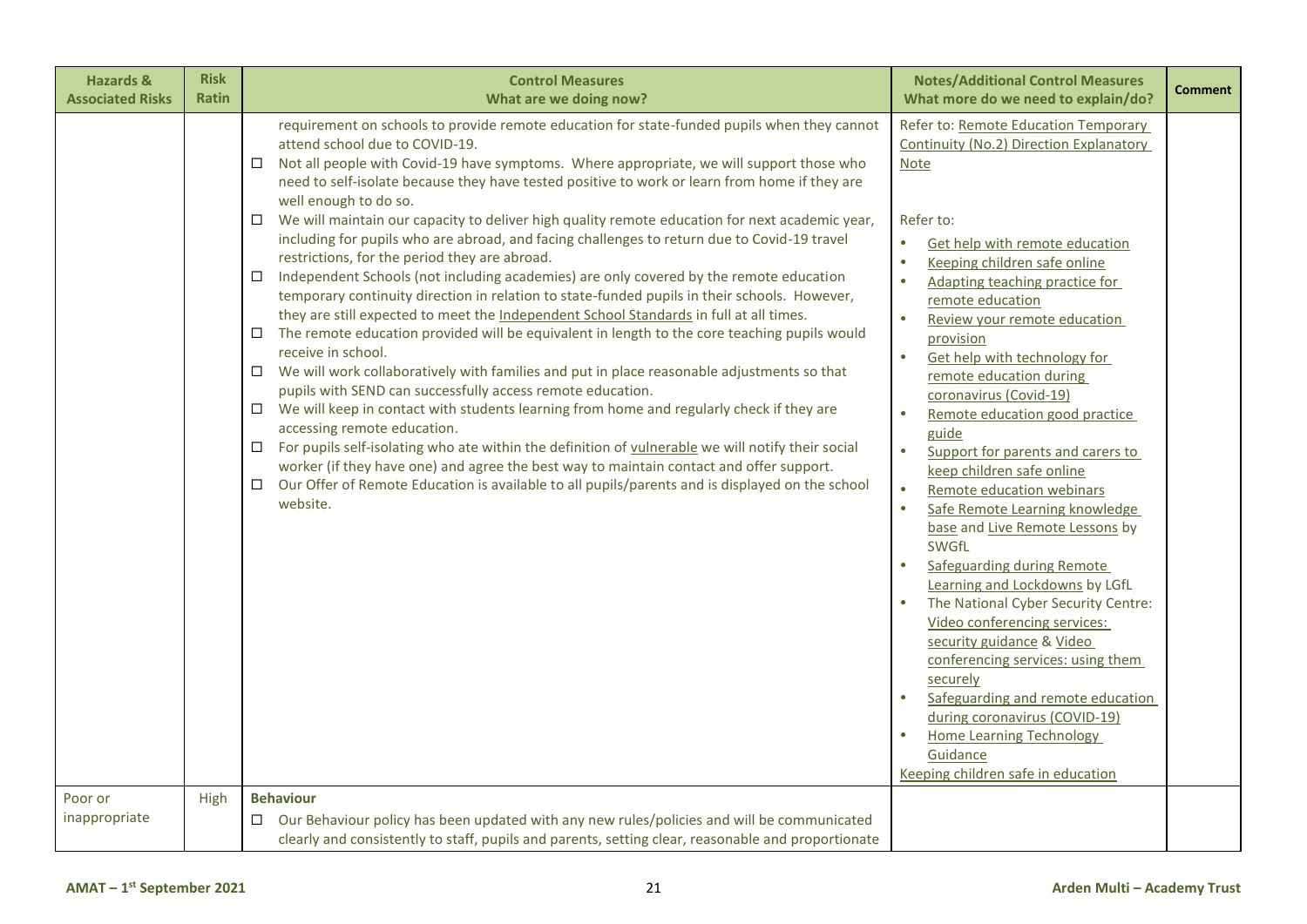| Hazards & Associated Risks | Risk Ratin | Control Measures<br>What are we doing now? | Notes/Additional Control Measures<br>What more do we need to explain/do? | Comment |
|---|---|---|---|---|
| | | requirement on schools to provide remote education for state-funded pupils when they cannot attend school due to COVID-19.<br>☐ Not all people with Covid-19 have symptoms. Where appropriate, we will support those who need to self-isolate because they have tested positive to work or learn from home if they are well enough to do so.<br>☐ We will maintain our capacity to deliver high quality remote education for next academic year, including for pupils who are abroad, and facing challenges to return due to Covid-19 travel restrictions, for the period they are abroad.<br>☐ Independent Schools (not including academies) are only covered by the remote education temporary continuity direction in relation to state-funded pupils in their schools. However, they are still expected to meet the Independent School Standards in full at all times.<br>☐ The remote education provided will be equivalent in length to the core teaching pupils would receive in school.<br>☐ We will work collaboratively with families and put in place reasonable adjustments so that pupils with SEND can successfully access remote education.<br>☐ We will keep in contact with students learning from home and regularly check if they are accessing remote education.<br>☐ For pupils self-isolating who ate within the definition of vulnerable we will notify their social worker (if they have one) and agree the best way to maintain contact and offer support.<br>☐ Our Offer of Remote Education is available to all pupils/parents and is displayed on the school website. | Refer to: Remote Education Temporary Continuity (No.2) Direction Explanatory Note<br><br>Refer to:<br>• Get help with remote education<br>• Keeping children safe online<br>• Adapting teaching practice for remote education<br>• Review your remote education provision<br>• Get help with technology for remote education during coronavirus (Covid-19)<br>• Remote education good practice guide<br>• Support for parents and carers to keep children safe online<br>• Remote education webinars<br>• Safe Remote Learning knowledge base and Live Remote Lessons by SWGfL<br>• Safeguarding during Remote Learning and Lockdowns by LGfL<br>• The National Cyber Security Centre: Video conferencing services: security guidance & Video conferencing services: using them securely<br>• Safeguarding and remote education during coronavirus (COVID-19)<br>• Home Learning Technology Guidance<br>Keeping children safe in education | |
| Poor or inappropriate | High | **Behaviour**<br>☐ Our Behaviour policy has been updated with any new rules/policies and will be communicated clearly and consistently to staff, pupils and parents, setting clear, reasonable and proportionate | | |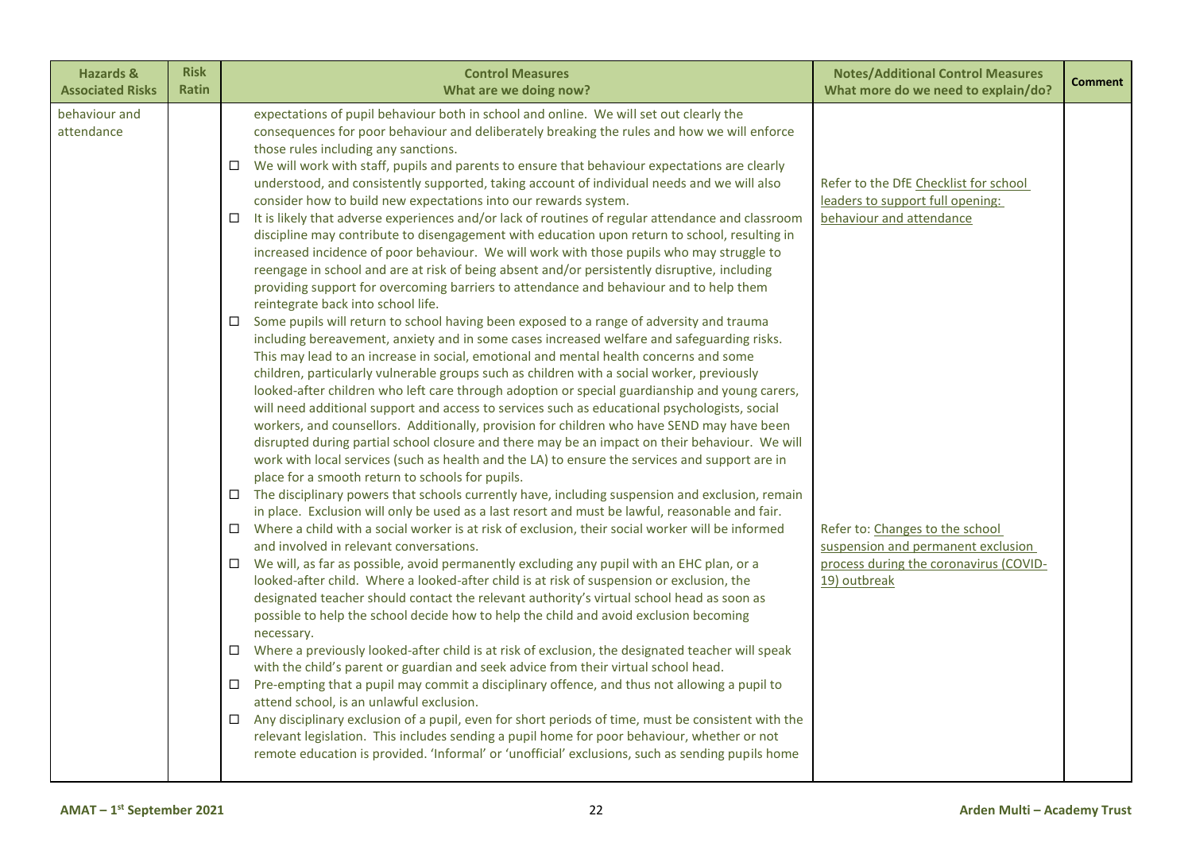| Hazards & Associated Risks | Risk Ratin | Control Measures<br>What are we doing now? | Notes/Additional Control Measures<br>What more do we need to explain/do? | Comment |
|---|---|---|---|---|
| behaviour and attendance | | expectations of pupil behaviour both in school and online. We will set out clearly the consequences for poor behaviour and deliberately breaking the rules and how we will enforce those rules including any sanctions.<br>☐ We will work with staff, pupils and parents to ensure that behaviour expectations are clearly understood, and consistently supported, taking account of individual needs and we will also consider how to build new expectations into our rewards system.<br>☐ It is likely that adverse experiences and/or lack of routines of regular attendance and classroom discipline may contribute to disengagement with education upon return to school, resulting in increased incidence of poor behaviour. We will work with those pupils who may struggle to reengage in school and are at risk of being absent and/or persistently disruptive, including providing support for overcoming barriers to attendance and behaviour and to help them reintegrate back into school life.<br>☐ Some pupils will return to school having been exposed to a range of adversity and trauma including bereavement, anxiety and in some cases increased welfare and safeguarding risks. This may lead to an increase in social, emotional and mental health concerns and some children, particularly vulnerable groups such as children with a social worker, previously looked-after children who left care through adoption or special guardianship and young carers, will need additional support and access to services such as educational psychologists, social workers, and counsellors. Additionally, provision for children who have SEND may have been disrupted during partial school closure and there may be an impact on their behaviour. We will work with local services (such as health and the LA) to ensure the services and support are in place for a smooth return to schools for pupils.<br>☐ The disciplinary powers that schools currently have, including suspension and exclusion, remain in place. Exclusion will only be used as a last resort and must be lawful, reasonable and fair.<br>☐ Where a child with a social worker is at risk of exclusion, their social worker will be informed and involved in relevant conversations.<br>☐ We will, as far as possible, avoid permanently excluding any pupil with an EHC plan, or a looked-after child. Where a looked-after child is at risk of suspension or exclusion, the designated teacher should contact the relevant authority's virtual school head as soon as possible to help the school decide how to help the child and avoid exclusion becoming necessary.<br>☐ Where a previously looked-after child is at risk of exclusion, the designated teacher will speak with the child's parent or guardian and seek advice from their virtual school head.<br>☐ Pre-empting that a pupil may commit a disciplinary offence, and thus not allowing a pupil to attend school, is an unlawful exclusion.<br>☐ Any disciplinary exclusion of a pupil, even for short periods of time, must be consistent with the relevant legislation. This includes sending a pupil home for poor behaviour, whether or not remote education is provided. 'Informal' or 'unofficial' exclusions, such as sending pupils home | Refer to the DfE Checklist for school leaders to support full opening: behaviour and attendance<br><br>Refer to: Changes to the school suspension and permanent exclusion process during the coronavirus (COVID-19) outbreak | |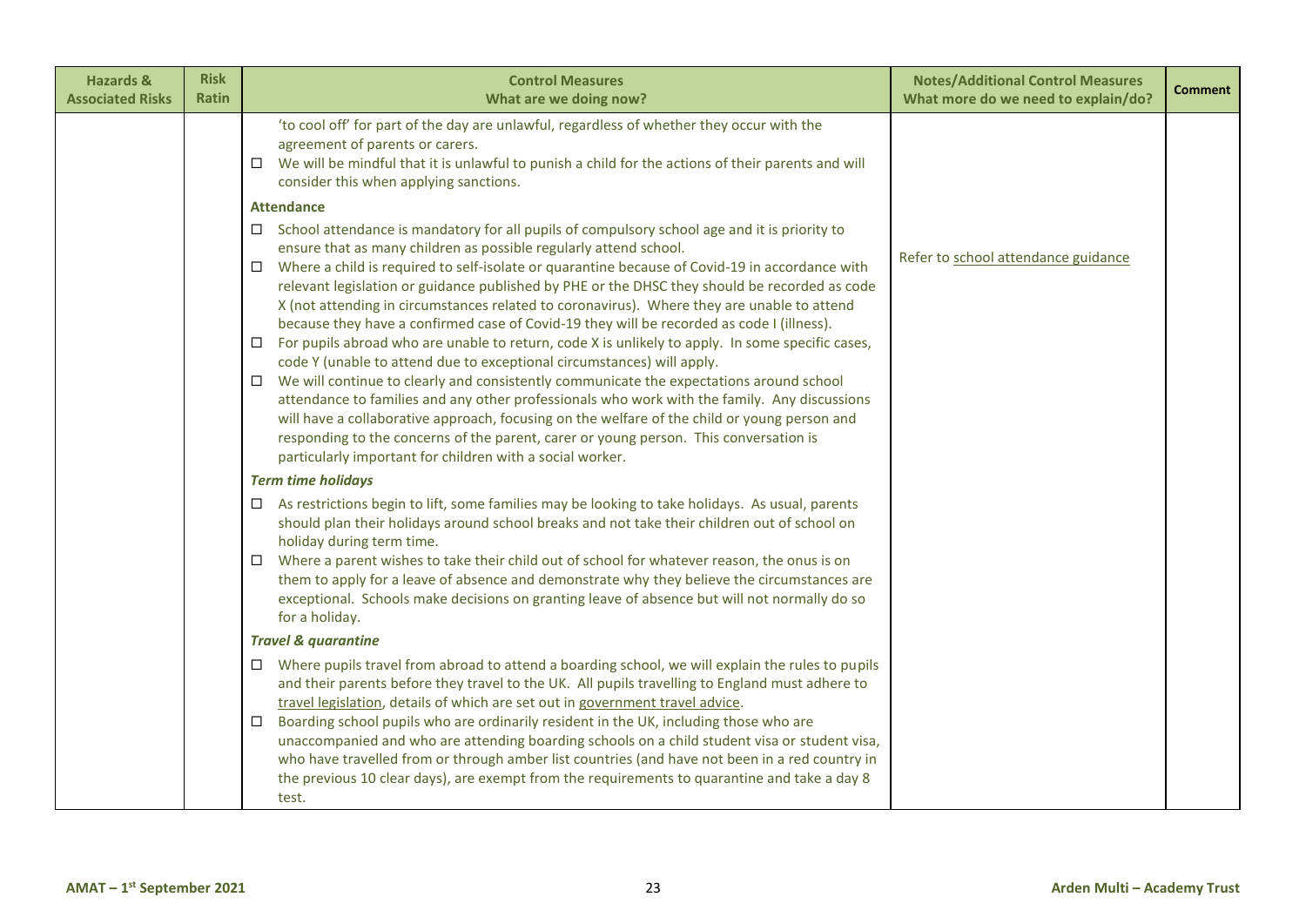| Hazards & Associated Risks | Risk Ratin | Control Measures<br>What are we doing now? | Notes/Additional Control Measures<br>What more do we need to explain/do? | Comment |
|---|---|---|---|---|
| | | 'to cool off' for part of the day are unlawful, regardless of whether they occur with the agreement of parents or carers.<br>☐ We will be mindful that it is unlawful to punish a child for the actions of their parents and will consider this when applying sanctions.<br>**Attendance**<br>☐ School attendance is mandatory for all pupils of compulsory school age and it is priority to ensure that as many children as possible regularly attend school.<br>☐ Where a child is required to self-isolate or quarantine because of Covid-19 in accordance with relevant legislation or guidance published by PHE or the DHSC they should be recorded as code X (not attending in circumstances related to coronavirus). Where they are unable to attend because they have a confirmed case of Covid-19 they will be recorded as code I (illness).<br>☐ For pupils abroad who are unable to return, code X is unlikely to apply. In some specific cases, code Y (unable to attend due to exceptional circumstances) will apply.<br>☐ We will continue to clearly and consistently communicate the expectations around school attendance to families and any other professionals who work with the family. Any discussions will have a collaborative approach, focusing on the welfare of the child or young person and responding to the concerns of the parent, carer or young person. This conversation is particularly important for children with a social worker.<br>***Term time holidays***<br>☐ As restrictions begin to lift, some families may be looking to take holidays. As usual, parents should plan their holidays around school breaks and not take their children out of school on holiday during term time.<br>☐ Where a parent wishes to take their child out of school for whatever reason, the onus is on them to apply for a leave of absence and demonstrate why they believe the circumstances are exceptional. Schools make decisions on granting leave of absence but will not normally do so for a holiday.<br>***Travel & quarantine***<br>☐ Where pupils travel from abroad to attend a boarding school, we will explain the rules to pupils and their parents before they travel to the UK. All pupils travelling to England must adhere to travel legislation, details of which are set out in government travel advice.<br>☐ Boarding school pupils who are ordinarily resident in the UK, including those who are unaccompanied and who are attending boarding schools on a child student visa or student visa, who have travelled from or through amber list countries (and have not been in a red country in the previous 10 clear days), are exempt from the requirements to quarantine and take a day 8 test. | Refer to school attendance guidance | |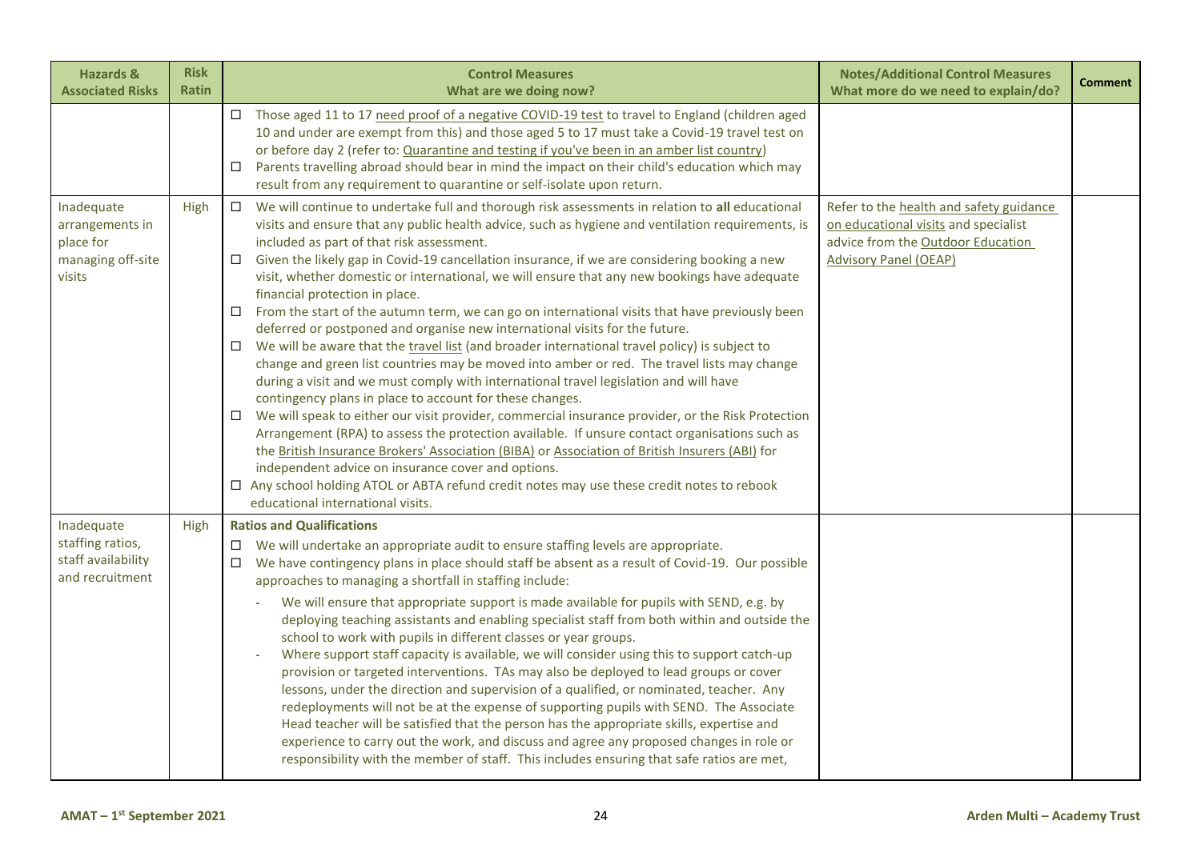| Hazards & Associated Risks | Risk Ratin | Control Measures<br>What are we doing now? | Notes/Additional Control Measures<br>What more do we need to explain/do? | Comment |
|---|---|---|---|---|
| | | ☐ Those aged 11 to 17 need proof of a negative COVID-19 test to travel to England (children aged 10 and under are exempt from this) and those aged 5 to 17 must take a Covid-19 travel test on or before day 2 (refer to: Quarantine and testing if you've been in an amber list country)<br>☐ Parents travelling abroad should bear in mind the impact on their child's education which may result from any requirement to quarantine or self-isolate upon return. | | |
| Inadequate arrangements in place for managing off-site visits | High | ☐ We will continue to undertake full and thorough risk assessments in relation to **all** educational visits and ensure that any public health advice, such as hygiene and ventilation requirements, is included as part of that risk assessment.<br>☐ Given the likely gap in Covid-19 cancellation insurance, if we are considering booking a new visit, whether domestic or international, we will ensure that any new bookings have adequate financial protection in place.<br>☐ From the start of the autumn term, we can go on international visits that have previously been deferred or postponed and organise new international visits for the future.<br>☐ We will be aware that the travel list (and broader international travel policy) is subject to change and green list countries may be moved into amber or red. The travel lists may change during a visit and we must comply with international travel legislation and will have contingency plans in place to account for these changes.<br>☐ We will speak to either our visit provider, commercial insurance provider, or the Risk Protection Arrangement (RPA) to assess the protection available. If unsure contact organisations such as the British Insurance Brokers' Association (BIBA) or Association of British Insurers (ABI) for independent advice on insurance cover and options.<br>☐ Any school holding ATOL or ABTA refund credit notes may use these credit notes to rebook educational international visits. | Refer to the health and safety guidance on educational visits and specialist advice from the Outdoor Education Advisory Panel (OEAP) | |
| Inadequate staffing ratios, staff availability and recruitment | High | **Ratios and Qualifications**<br>☐ We will undertake an appropriate audit to ensure staffing levels are appropriate.<br>☐ We have contingency plans in place should staff be absent as a result of Covid-19. Our possible approaches to managing a shortfall in staffing include:<br>- We will ensure that appropriate support is made available for pupils with SEND, e.g. by deploying teaching assistants and enabling specialist staff from both within and outside the school to work with pupils in different classes or year groups.<br>- Where support staff capacity is available, we will consider using this to support catch-up provision or targeted interventions. TAs may also be deployed to lead groups or cover lessons, under the direction and supervision of a qualified, or nominated, teacher. Any redeployments will not be at the expense of supporting pupils with SEND. The Associate Head teacher will be satisfied that the person has the appropriate skills, expertise and experience to carry out the work, and discuss and agree any proposed changes in role or responsibility with the member of staff. This includes ensuring that safe ratios are met, | | |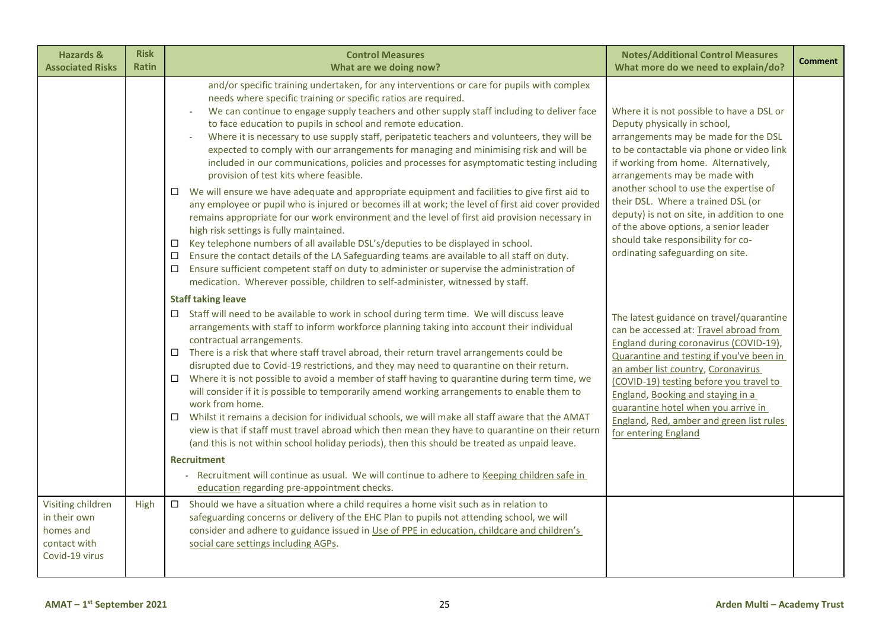| Hazards & Associated Risks | Risk Ratin | Control Measures<br>What are we doing now? | Notes/Additional Control Measures<br>What more do we need to explain/do? | Comment |
|---|---|---|---|---|
| | | and/or specific training undertaken, for any interventions or care for pupils with complex needs where specific training or specific ratios are required.<br>- We can continue to engage supply teachers and other supply staff including to deliver face to face education to pupils in school and remote education.<br>- Where it is necessary to use supply staff, peripatetic teachers and volunteers, they will be expected to comply with our arrangements for managing and minimising risk and will be included in our communications, policies and processes for asymptomatic testing including provision of test kits where feasible.<br>☐ We will ensure we have adequate and appropriate equipment and facilities to give first aid to any employee or pupil who is injured or becomes ill at work; the level of first aid cover provided remains appropriate for our work environment and the level of first aid provision necessary in high risk settings is fully maintained.<br>☐ Key telephone numbers of all available DSL's/deputies to be displayed in school.<br>☐ Ensure the contact details of the LA Safeguarding teams are available to all staff on duty.<br>☐ Ensure sufficient competent staff on duty to administer or supervise the administration of medication. Wherever possible, children to self-administer, witnessed by staff.<br>**Staff taking leave**<br>☐ Staff will need to be available to work in school during term time. We will discuss leave arrangements with staff to inform workforce planning taking into account their individual contractual arrangements.<br>☐ There is a risk that where staff travel abroad, their return travel arrangements could be disrupted due to Covid-19 restrictions, and they may need to quarantine on their return.<br>☐ Where it is not possible to avoid a member of staff having to quarantine during term time, we will consider if it is possible to temporarily amend working arrangements to enable them to work from home.<br>☐ Whilst it remains a decision for individual schools, we will make all staff aware that the AMAT view is that if staff must travel abroad which then mean they have to quarantine on their return (and this is not within school holiday periods), then this should be treated as unpaid leave.<br>**Recruitment**<br>- Recruitment will continue as usual. We will continue to adhere to Keeping children safe in education regarding pre-appointment checks. | Where it is not possible to have a DSL or Deputy physically in school, arrangements may be made for the DSL to be contactable via phone or video link if working from home. Alternatively, arrangements may be made with another school to use the expertise of their DSL. Where a trained DSL (or deputy) is not on site, in addition to one of the above options, a senior leader should take responsibility for co-ordinating safeguarding on site.<br><br>The latest guidance on travel/quarantine can be accessed at: Travel abroad from England during coronavirus (COVID-19), Quarantine and testing if you've been in an amber list country, Coronavirus (COVID-19) testing before you travel to England, Booking and staying in a quarantine hotel when you arrive in England, Red, amber and green list rules for entering England | |
| Visiting children in their own homes and contact with Covid-19 virus | High | ☐ Should we have a situation where a child requires a home visit such as in relation to safeguarding concerns or delivery of the EHC Plan to pupils not attending school, we will consider and adhere to guidance issued in Use of PPE in education, childcare and children's social care settings including AGPs. | | |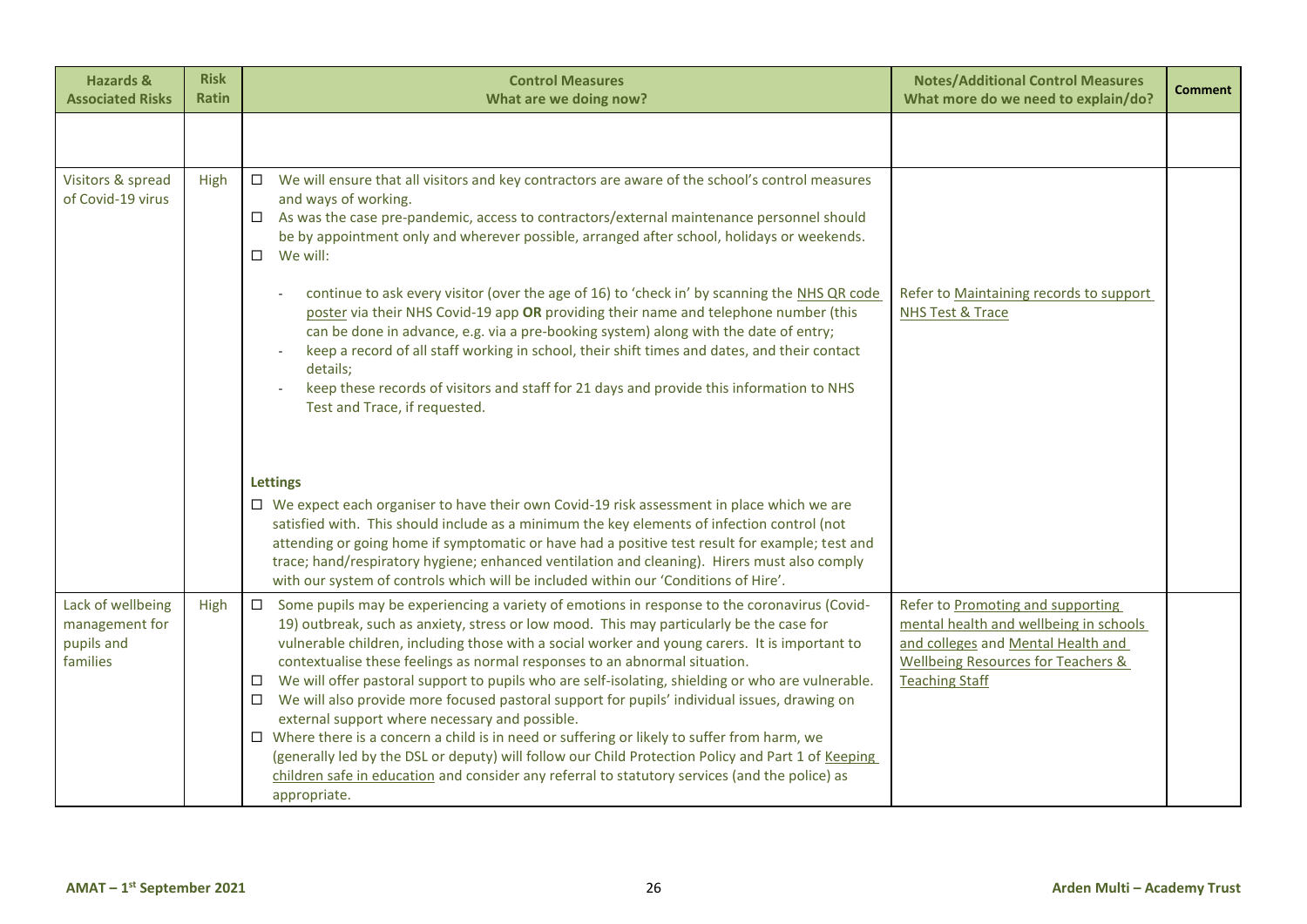| Hazards & Associated Risks | Risk Ratin | Control Measures<br>What are we doing now? | Notes/Additional Control Measures<br>What more do we need to explain/do? | Comment |
|---|---|---|---|---|
| | | | | |
| Visitors & spread of Covid-19 virus | High | ☐ We will ensure that all visitors and key contractors are aware of the school's control measures and ways of working.<br>☐ As was the case pre-pandemic, access to contractors/external maintenance personnel should be by appointment only and wherever possible, arranged after school, holidays or weekends.<br>☐ We will:<br>- continue to ask every visitor (over the age of 16) to 'check in' by scanning the NHS QR code poster via their NHS Covid-19 app **OR** providing their name and telephone number (this can be done in advance, e.g. via a pre-booking system) along with the date of entry;<br>- keep a record of all staff working in school, their shift times and dates, and their contact details;<br>- keep these records of visitors and staff for 21 days and provide this information to NHS Test and Trace, if requested.<br><br>**Lettings**<br>☐ We expect each organiser to have their own Covid-19 risk assessment in place which we are satisfied with. This should include as a minimum the key elements of infection control (not attending or going home if symptomatic or have had a positive test result for example; test and trace; hand/respiratory hygiene; enhanced ventilation and cleaning). Hirers must also comply with our system of controls which will be included within our 'Conditions of Hire'. | Refer to Maintaining records to support NHS Test & Trace | |
| Lack of wellbeing management for pupils and families | High | ☐ Some pupils may be experiencing a variety of emotions in response to the coronavirus (Covid-19) outbreak, such as anxiety, stress or low mood. This may particularly be the case for vulnerable children, including those with a social worker and young carers. It is important to contextualise these feelings as normal responses to an abnormal situation.<br>☐ We will offer pastoral support to pupils who are self-isolating, shielding or who are vulnerable.<br>☐ We will also provide more focused pastoral support for pupils' individual issues, drawing on external support where necessary and possible.<br>☐ Where there is a concern a child is in need or suffering or likely to suffer from harm, we (generally led by the DSL or deputy) will follow our Child Protection Policy and Part 1 of Keeping children safe in education and consider any referral to statutory services (and the police) as appropriate. | Refer to Promoting and supporting mental health and wellbeing in schools and colleges and Mental Health and Wellbeing Resources for Teachers & Teaching Staff | |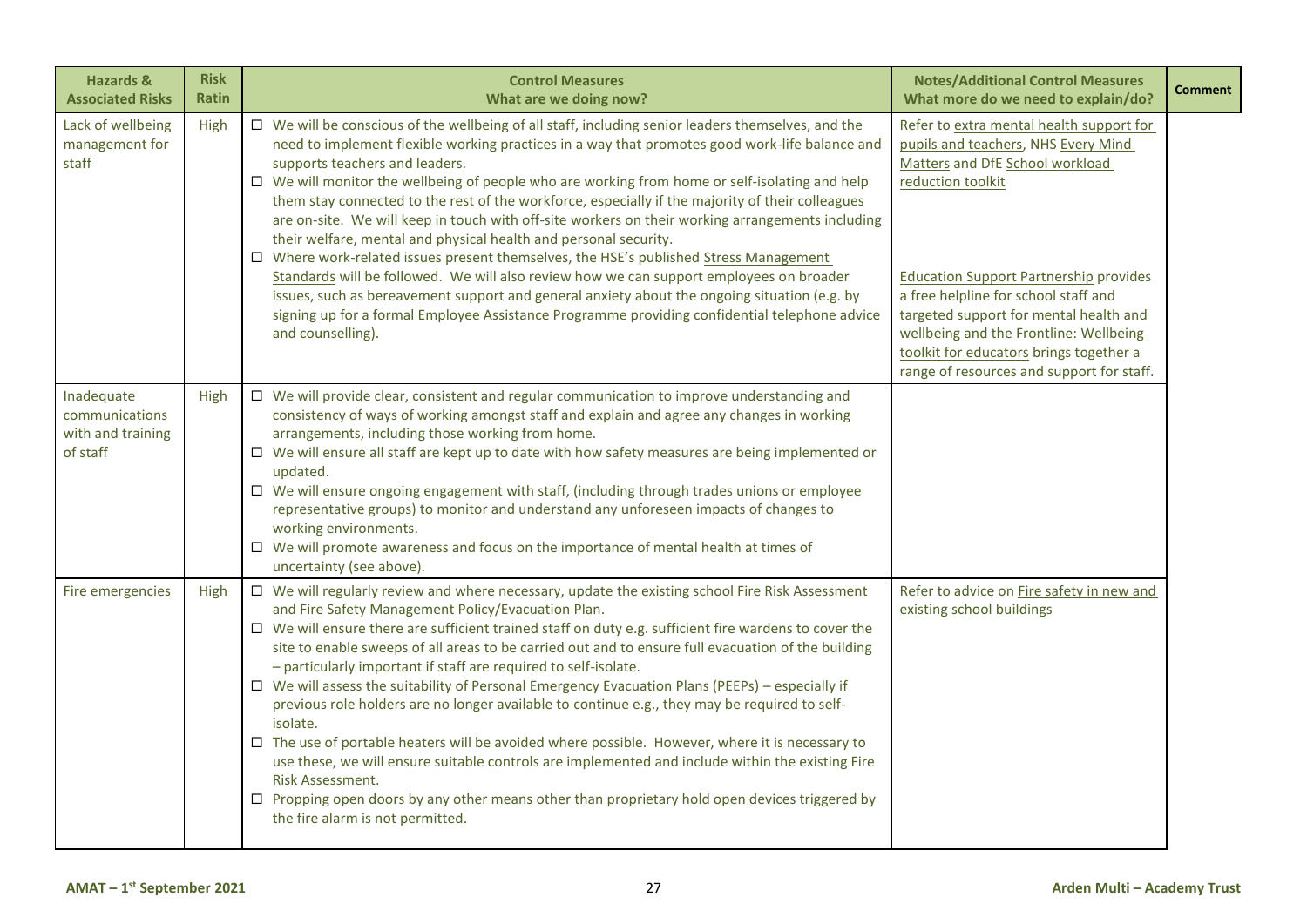| Hazards & Associated Risks | Risk Ratin | Control Measures<br>What are we doing now? | Notes/Additional Control Measures<br>What more do we need to explain/do? | Comment |
|---|---|---|---|---|
| Lack of wellbeing management for staff | High | ☐ We will be conscious of the wellbeing of all staff, including senior leaders themselves, and the need to implement flexible working practices in a way that promotes good work-life balance and supports teachers and leaders.<br>☐ We will monitor the wellbeing of people who are working from home or self-isolating and help them stay connected to the rest of the workforce, especially if the majority of their colleagues are on-site. We will keep in touch with off-site workers on their working arrangements including their welfare, mental and physical health and personal security.<br>☐ Where work-related issues present themselves, the HSE's published Stress Management Standards will be followed. We will also review how we can support employees on broader issues, such as bereavement support and general anxiety about the ongoing situation (e.g. by signing up for a formal Employee Assistance Programme providing confidential telephone advice and counselling). | Refer to extra mental health support for pupils and teachers, NHS Every Mind Matters and DfE School workload reduction toolkit<br><br>Education Support Partnership provides a free helpline for school staff and targeted support for mental health and wellbeing and the Frontline: Wellbeing toolkit for educators brings together a range of resources and support for staff. | |
| Inadequate communications with and training of staff | High | ☐ We will provide clear, consistent and regular communication to improve understanding and consistency of ways of working amongst staff and explain and agree any changes in working arrangements, including those working from home.<br>☐ We will ensure all staff are kept up to date with how safety measures are being implemented or updated.<br>☐ We will ensure ongoing engagement with staff, (including through trades unions or employee representative groups) to monitor and understand any unforeseen impacts of changes to working environments.<br>☐ We will promote awareness and focus on the importance of mental health at times of uncertainty (see above). | | |
| Fire emergencies | High | ☐ We will regularly review and where necessary, update the existing school Fire Risk Assessment and Fire Safety Management Policy/Evacuation Plan.<br>☐ We will ensure there are sufficient trained staff on duty e.g. sufficient fire wardens to cover the site to enable sweeps of all areas to be carried out and to ensure full evacuation of the building – particularly important if staff are required to self-isolate.<br>☐ We will assess the suitability of Personal Emergency Evacuation Plans (PEEPs) – especially if previous role holders are no longer available to continue e.g., they may be required to self-isolate.<br>☐ The use of portable heaters will be avoided where possible. However, where it is necessary to use these, we will ensure suitable controls are implemented and include within the existing Fire Risk Assessment.<br>☐ Propping open doors by any other means other than proprietary hold open devices triggered by the fire alarm is not permitted. | Refer to advice on Fire safety in new and existing school buildings | |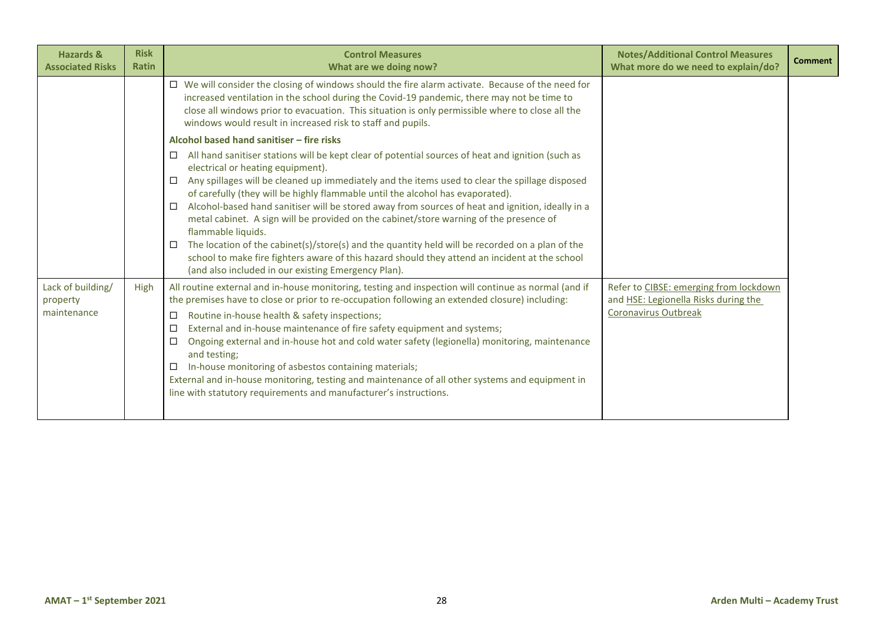| Hazards & Associated Risks | Risk Ratin | Control Measures<br>What are we doing now? | Notes/Additional Control Measures<br>What more do we need to explain/do? | Comment |
|---|---|---|---|---|
| | | ☐ We will consider the closing of windows should the fire alarm activate. Because of the need for increased ventilation in the school during the Covid-19 pandemic, there may not be time to close all windows prior to evacuation. This situation is only permissible where to close all the windows would result in increased risk to staff and pupils.<br><br>**Alcohol based hand sanitiser – fire risks**<br><br>☐ All hand sanitiser stations will be kept clear of potential sources of heat and ignition (such as electrical or heating equipment).<br>☐ Any spillages will be cleaned up immediately and the items used to clear the spillage disposed of carefully (they will be highly flammable until the alcohol has evaporated).<br>☐ Alcohol-based hand sanitiser will be stored away from sources of heat and ignition, ideally in a metal cabinet. A sign will be provided on the cabinet/store warning of the presence of flammable liquids.<br>☐ The location of the cabinet(s)/store(s) and the quantity held will be recorded on a plan of the school to make fire fighters aware of this hazard should they attend an incident at the school (and also included in our existing Emergency Plan). | | |
| Lack of building/ property maintenance | High | All routine external and in-house monitoring, testing and inspection will continue as normal (and if the premises have to close or prior to re-occupation following an extended closure) including:<br>☐ Routine in-house health & safety inspections;<br>☐ External and in-house maintenance of fire safety equipment and systems;<br>☐ Ongoing external and in-house hot and cold water safety (legionella) monitoring, maintenance and testing;<br>☐ In-house monitoring of asbestos containing materials;<br>External and in-house monitoring, testing and maintenance of all other systems and equipment in line with statutory requirements and manufacturer's instructions. | Refer to CIBSE: emerging from lockdown and HSE: Legionella Risks during the Coronavirus Outbreak | |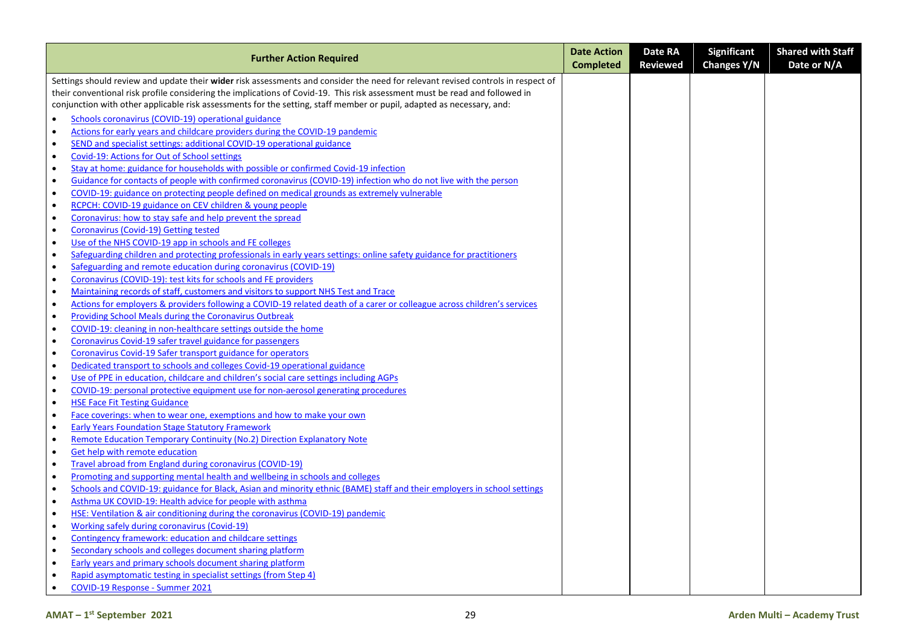| Further Action Required | Date Action Completed | Date RA Reviewed | Significant Changes Y/N | Shared with Staff Date or N/A |
|---|---|---|---|---|
| Settings should review and update their **wider** risk assessments and consider the need for relevant revised controls in respect of their conventional risk profile considering the implications of Covid-19. This risk assessment must be read and followed in conjunction with other applicable risk assessments for the setting, staff member or pupil, adapted as necessary, and:<br>• Schools coronavirus (COVID-19) operational guidance<br>• Actions for early years and childcare providers during the COVID-19 pandemic<br>• SEND and specialist settings: additional COVID-19 operational guidance<br>• Covid-19: Actions for Out of School settings<br>• Stay at home: guidance for households with possible or confirmed Covid-19 infection<br>• Guidance for contacts of people with confirmed coronavirus (COVID-19) infection who do not live with the person<br>• COVID-19: guidance on protecting people defined on medical grounds as extremely vulnerable<br>• RCPCH: COVID-19 guidance on CEV children & young people<br>• Coronavirus: how to stay safe and help prevent the spread<br>• Coronavirus (Covid-19) Getting tested<br>• Use of the NHS COVID-19 app in schools and FE colleges<br>• Safeguarding children and protecting professionals in early years settings: online safety guidance for practitioners<br>• Safeguarding and remote education during coronavirus (COVID-19)<br>• Coronavirus (COVID-19): test kits for schools and FE providers<br>• Maintaining records of staff, customers and visitors to support NHS Test and Trace<br>• Actions for employers & providers following a COVID-19 related death of a carer or colleague across children's services<br>• Providing School Meals during the Coronavirus Outbreak<br>• COVID-19: cleaning in non-healthcare settings outside the home<br>• Coronavirus Covid-19 safer travel guidance for passengers<br>• Coronavirus Covid-19 Safer transport guidance for operators<br>• Dedicated transport to schools and colleges Covid-19 operational guidance<br>• Use of PPE in education, childcare and children's social care settings including AGPs<br>• COVID-19: personal protective equipment use for non-aerosol generating procedures<br>• HSE Face Fit Testing Guidance<br>• Face coverings: when to wear one, exemptions and how to make your own<br>• Early Years Foundation Stage Statutory Framework<br>• Remote Education Temporary Continuity (No.2) Direction Explanatory Note<br>• Get help with remote education<br>• Travel abroad from England during coronavirus (COVID-19)<br>• Promoting and supporting mental health and wellbeing in schools and colleges<br>• Schools and COVID-19: guidance for Black, Asian and minority ethnic (BAME) staff and their employers in school settings<br>• Asthma UK COVID-19: Health advice for people with asthma<br>• HSE: Ventilation & air conditioning during the coronavirus (COVID-19) pandemic<br>• Working safely during coronavirus (Covid-19)<br>• Contingency framework: education and childcare settings<br>• Secondary schools and colleges document sharing platform<br>• Early years and primary schools document sharing platform<br>• Rapid asymptomatic testing in specialist settings (from Step 4)<br>• COVID-19 Response - Summer 2021 | | | | |